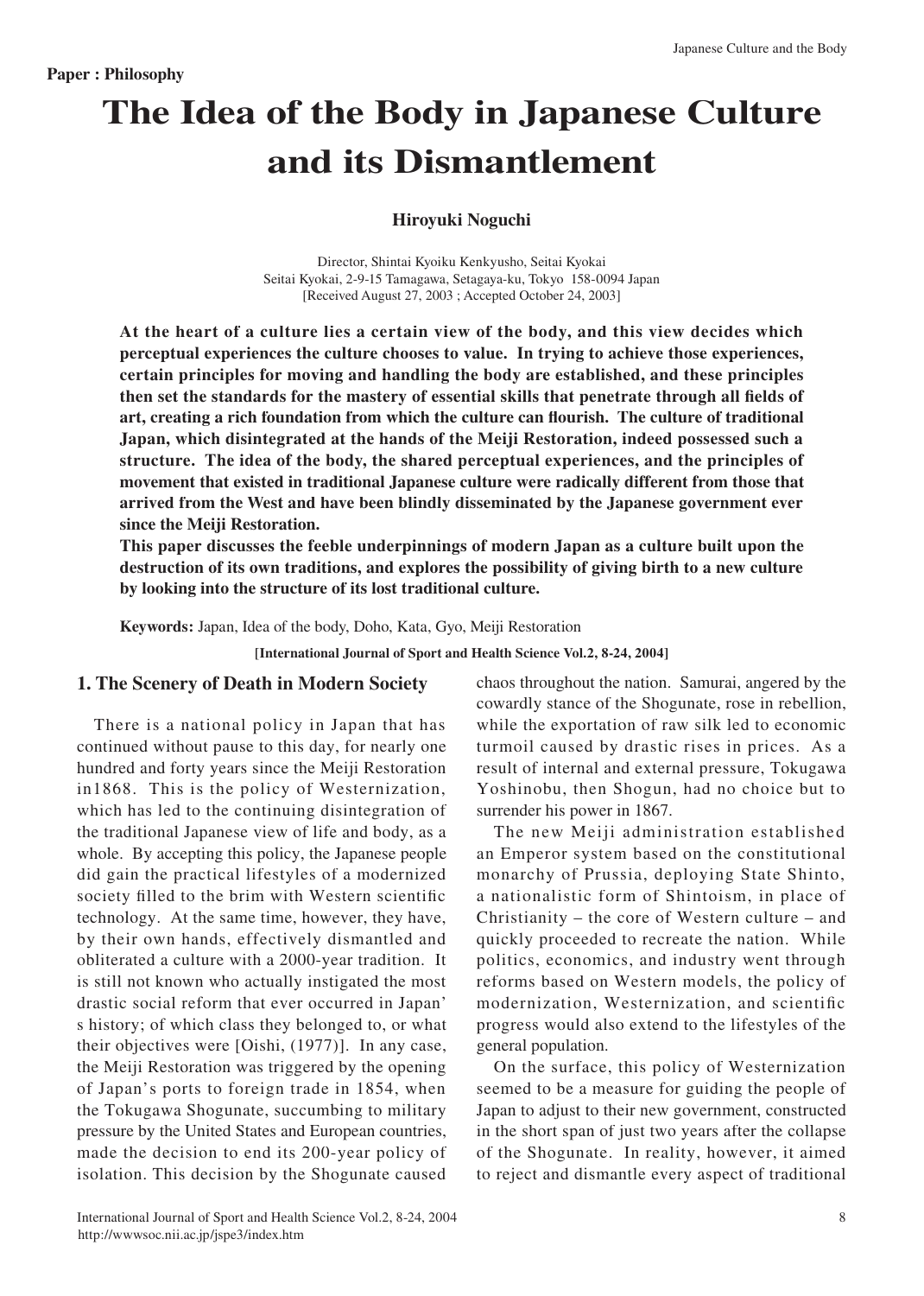**Paper : Philosophy**

# The Idea of the Body in Japanese Culture and its Dismantlement

**Hiroyuki Noguchi**

Director, Shintai Kyoiku Kenkyusho, Seitai Kyokai
Seitai Kyokai, 2-9-15 Tamagawa, Setagaya-ku, Tokyo 158-0094 Japan
[Received August 27, 2003 ; Accepted October 24, 2003]

**At the heart of a culture lies a certain view of the body, and this view decides which perceptual experiences the culture chooses to value. In trying to achieve those experiences, certain principles for moving and handling the body are established, and these principles then set the standards for the mastery of essential skills that penetrate through all fields of art, creating a rich foundation from which the culture can flourish. The culture of traditional Japan, which disintegrated at the hands of the Meiji Restoration, indeed possessed such a structure. The idea of the body, the shared perceptual experiences, and the principles of movement that existed in traditional Japanese culture were radically different from those that arrived from the West and have been blindly disseminated by the Japanese government ever since the Meiji Restoration.**

**This paper discusses the feeble underpinnings of modern Japan as a culture built upon the destruction of its own traditions, and explores the possibility of giving birth to a new culture by looking into the structure of its lost traditional culture.**

**Keywords:** Japan, Idea of the body, Doho, Kata, Gyo, Meiji Restoration

**[International Journal of Sport and Health Science Vol.2, 8-24, 2004]**

## 1. The Scenery of Death in Modern Society

There is a national policy in Japan that has continued without pause to this day, for nearly one hundred and forty years since the Meiji Restoration in1868. This is the policy of Westernization, which has led to the continuing disintegration of the traditional Japanese view of life and body, as a whole. By accepting this policy, the Japanese people did gain the practical lifestyles of a modernized society filled to the brim with Western scientific technology. At the same time, however, they have, by their own hands, effectively dismantled and obliterated a culture with a 2000-year tradition. It is still not known who actually instigated the most drastic social reform that ever occurred in Japan's history; of which class they belonged to, or what their objectives were [Oishi, (1977)]. In any case, the Meiji Restoration was triggered by the opening of Japan's ports to foreign trade in 1854, when the Tokugawa Shogunate, succumbing to military pressure by the United States and European countries, made the decision to end its 200-year policy of isolation. This decision by the Shogunate caused chaos throughout the nation. Samurai, angered by the cowardly stance of the Shogunate, rose in rebellion, while the exportation of raw silk led to economic turmoil caused by drastic rises in prices. As a result of internal and external pressure, Tokugawa Yoshinobu, then Shogun, had no choice but to surrender his power in 1867.

The new Meiji administration established an Emperor system based on the constitutional monarchy of Prussia, deploying State Shinto, a nationalistic form of Shintoism, in place of Christianity – the core of Western culture – and quickly proceeded to recreate the nation. While politics, economics, and industry went through reforms based on Western models, the policy of modernization, Westernization, and scientific progress would also extend to the lifestyles of the general population.

On the surface, this policy of Westernization seemed to be a measure for guiding the people of Japan to adjust to their new government, constructed in the short span of just two years after the collapse of the Shogunate. In reality, however, it aimed to reject and dismantle every aspect of traditional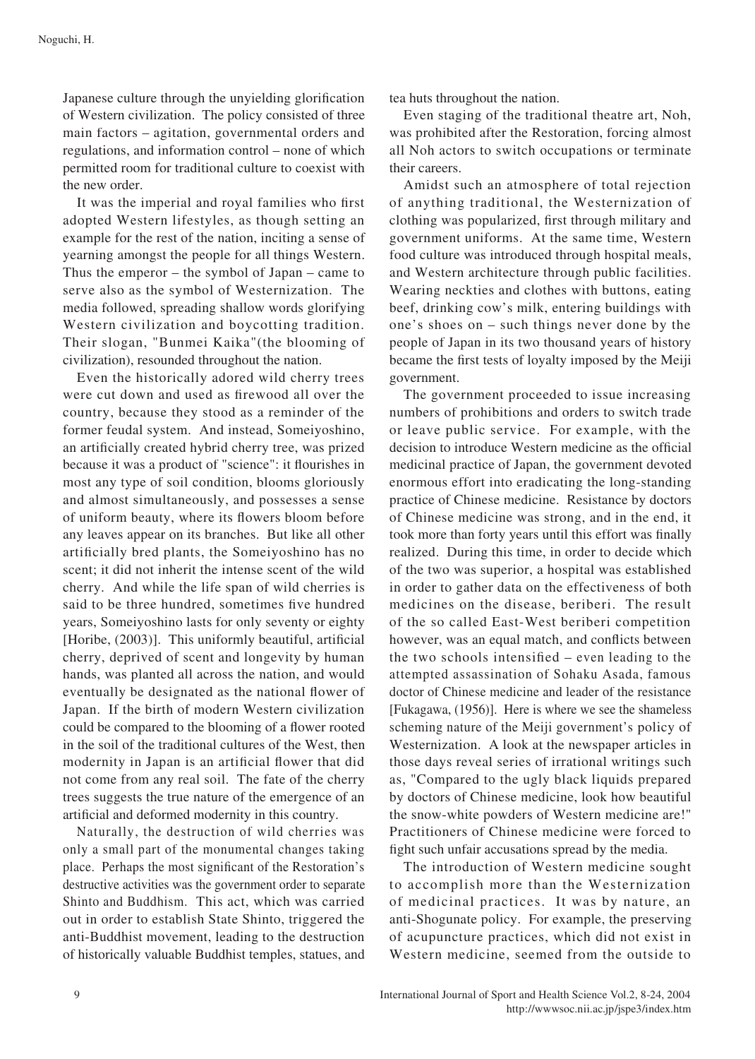Japanese culture through the unyielding glorification of Western civilization. The policy consisted of three main factors – agitation, governmental orders and regulations, and information control – none of which permitted room for traditional culture to coexist with the new order.

It was the imperial and royal families who first adopted Western lifestyles, as though setting an example for the rest of the nation, inciting a sense of yearning amongst the people for all things Western. Thus the emperor – the symbol of Japan – came to serve also as the symbol of Westernization. The media followed, spreading shallow words glorifying Western civilization and boycotting tradition. Their slogan, "Bunmei Kaika"(the blooming of civilization), resounded throughout the nation.

Even the historically adored wild cherry trees were cut down and used as firewood all over the country, because they stood as a reminder of the former feudal system. And instead, Someiyoshino, an artificially created hybrid cherry tree, was prized because it was a product of "science": it flourishes in most any type of soil condition, blooms gloriously and almost simultaneously, and possesses a sense of uniform beauty, where its flowers bloom before any leaves appear on its branches. But like all other artificially bred plants, the Someiyoshino has no scent; it did not inherit the intense scent of the wild cherry. And while the life span of wild cherries is said to be three hundred, sometimes five hundred years, Someiyoshino lasts for only seventy or eighty [Horibe, (2003)]. This uniformly beautiful, artificial cherry, deprived of scent and longevity by human hands, was planted all across the nation, and would eventually be designated as the national flower of Japan. If the birth of modern Western civilization could be compared to the blooming of a flower rooted in the soil of the traditional cultures of the West, then modernity in Japan is an artificial flower that did not come from any real soil. The fate of the cherry trees suggests the true nature of the emergence of an artificial and deformed modernity in this country.

Naturally, the destruction of wild cherries was only a small part of the monumental changes taking place. Perhaps the most significant of the Restoration's destructive activities was the government order to separate Shinto and Buddhism. This act, which was carried out in order to establish State Shinto, triggered the anti-Buddhist movement, leading to the destruction of historically valuable Buddhist temples, statues, and tea huts throughout the nation.

Even staging of the traditional theatre art, Noh, was prohibited after the Restoration, forcing almost all Noh actors to switch occupations or terminate their careers.

Amidst such an atmosphere of total rejection of anything traditional, the Westernization of clothing was popularized, first through military and government uniforms. At the same time, Western food culture was introduced through hospital meals, and Western architecture through public facilities. Wearing neckties and clothes with buttons, eating beef, drinking cow's milk, entering buildings with one's shoes on – such things never done by the people of Japan in its two thousand years of history became the first tests of loyalty imposed by the Meiji government.

The government proceeded to issue increasing numbers of prohibitions and orders to switch trade or leave public service. For example, with the decision to introduce Western medicine as the official medicinal practice of Japan, the government devoted enormous effort into eradicating the long-standing practice of Chinese medicine. Resistance by doctors of Chinese medicine was strong, and in the end, it took more than forty years until this effort was finally realized. During this time, in order to decide which of the two was superior, a hospital was established in order to gather data on the effectiveness of both medicines on the disease, beriberi. The result of the so called East-West beriberi competition however, was an equal match, and conflicts between the two schools intensified – even leading to the attempted assassination of Sohaku Asada, famous doctor of Chinese medicine and leader of the resistance [Fukagawa, (1956)]. Here is where we see the shameless scheming nature of the Meiji government's policy of Westernization. A look at the newspaper articles in those days reveal series of irrational writings such as, "Compared to the ugly black liquids prepared by doctors of Chinese medicine, look how beautiful the snow-white powders of Western medicine are!" Practitioners of Chinese medicine were forced to fight such unfair accusations spread by the media.

The introduction of Western medicine sought to accomplish more than the Westernization of medicinal practices. It was by nature, an anti-Shogunate policy. For example, the preserving of acupuncture practices, which did not exist in Western medicine, seemed from the outside to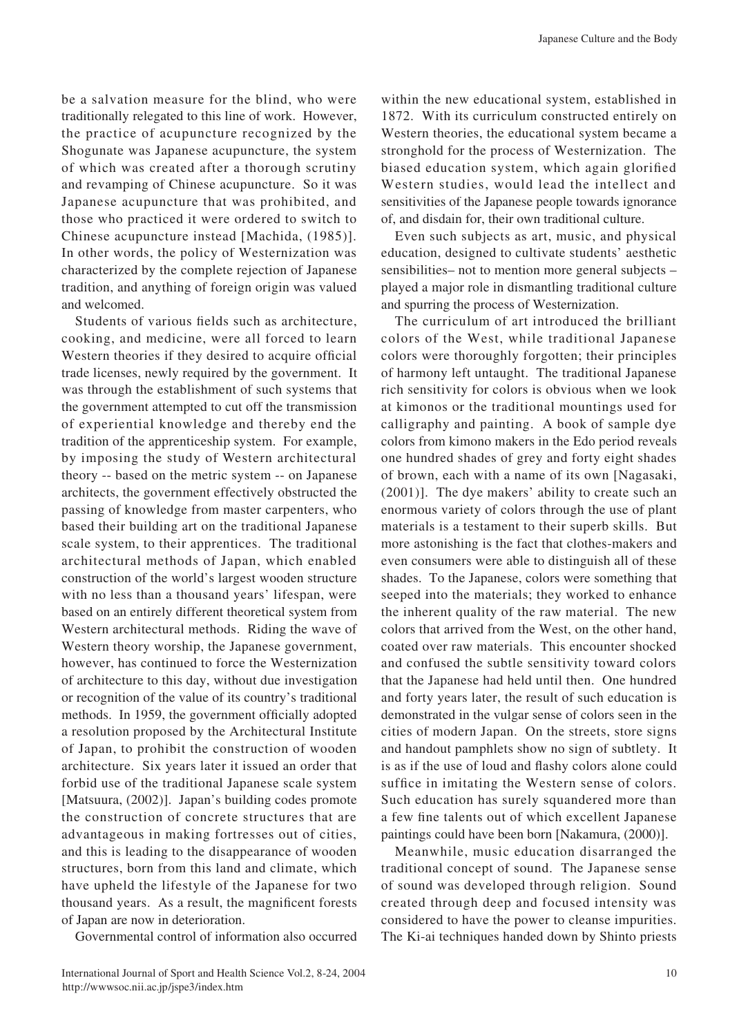be a salvation measure for the blind, who were traditionally relegated to this line of work. However, the practice of acupuncture recognized by the Shogunate was Japanese acupuncture, the system of which was created after a thorough scrutiny and revamping of Chinese acupuncture. So it was Japanese acupuncture that was prohibited, and those who practiced it were ordered to switch to Chinese acupuncture instead [Machida, (1985)]. In other words, the policy of Westernization was characterized by the complete rejection of Japanese tradition, and anything of foreign origin was valued and welcomed.

Students of various fields such as architecture, cooking, and medicine, were all forced to learn Western theories if they desired to acquire official trade licenses, newly required by the government. It was through the establishment of such systems that the government attempted to cut off the transmission of experiential knowledge and thereby end the tradition of the apprenticeship system. For example, by imposing the study of Western architectural theory -- based on the metric system -- on Japanese architects, the government effectively obstructed the passing of knowledge from master carpenters, who based their building art on the traditional Japanese scale system, to their apprentices. The traditional architectural methods of Japan, which enabled construction of the world's largest wooden structure with no less than a thousand years' lifespan, were based on an entirely different theoretical system from Western architectural methods. Riding the wave of Western theory worship, the Japanese government, however, has continued to force the Westernization of architecture to this day, without due investigation or recognition of the value of its country's traditional methods. In 1959, the government officially adopted a resolution proposed by the Architectural Institute of Japan, to prohibit the construction of wooden architecture. Six years later it issued an order that forbid use of the traditional Japanese scale system [Matsuura, (2002)]. Japan's building codes promote the construction of concrete structures that are advantageous in making fortresses out of cities, and this is leading to the disappearance of wooden structures, born from this land and climate, which have upheld the lifestyle of the Japanese for two thousand years. As a result, the magnificent forests of Japan are now in deterioration.

Governmental control of information also occurred within the new educational system, established in 1872. With its curriculum constructed entirely on Western theories, the educational system became a stronghold for the process of Westernization. The biased education system, which again glorified Western studies, would lead the intellect and sensitivities of the Japanese people towards ignorance of, and disdain for, their own traditional culture.

Even such subjects as art, music, and physical education, designed to cultivate students' aesthetic sensibilities– not to mention more general subjects – played a major role in dismantling traditional culture and spurring the process of Westernization.

The curriculum of art introduced the brilliant colors of the West, while traditional Japanese colors were thoroughly forgotten; their principles of harmony left untaught. The traditional Japanese rich sensitivity for colors is obvious when we look at kimonos or the traditional mountings used for calligraphy and painting. A book of sample dye colors from kimono makers in the Edo period reveals one hundred shades of grey and forty eight shades of brown, each with a name of its own [Nagasaki, (2001)]. The dye makers' ability to create such an enormous variety of colors through the use of plant materials is a testament to their superb skills. But more astonishing is the fact that clothes-makers and even consumers were able to distinguish all of these shades. To the Japanese, colors were something that seeped into the materials; they worked to enhance the inherent quality of the raw material. The new colors that arrived from the West, on the other hand, coated over raw materials. This encounter shocked and confused the subtle sensitivity toward colors that the Japanese had held until then. One hundred and forty years later, the result of such education is demonstrated in the vulgar sense of colors seen in the cities of modern Japan. On the streets, store signs and handout pamphlets show no sign of subtlety. It is as if the use of loud and flashy colors alone could suffice in imitating the Western sense of colors. Such education has surely squandered more than a few fine talents out of which excellent Japanese paintings could have been born [Nakamura, (2000)].

Meanwhile, music education disarranged the traditional concept of sound. The Japanese sense of sound was developed through religion. Sound created through deep and focused intensity was considered to have the power to cleanse impurities. The Ki-ai techniques handed down by Shinto priests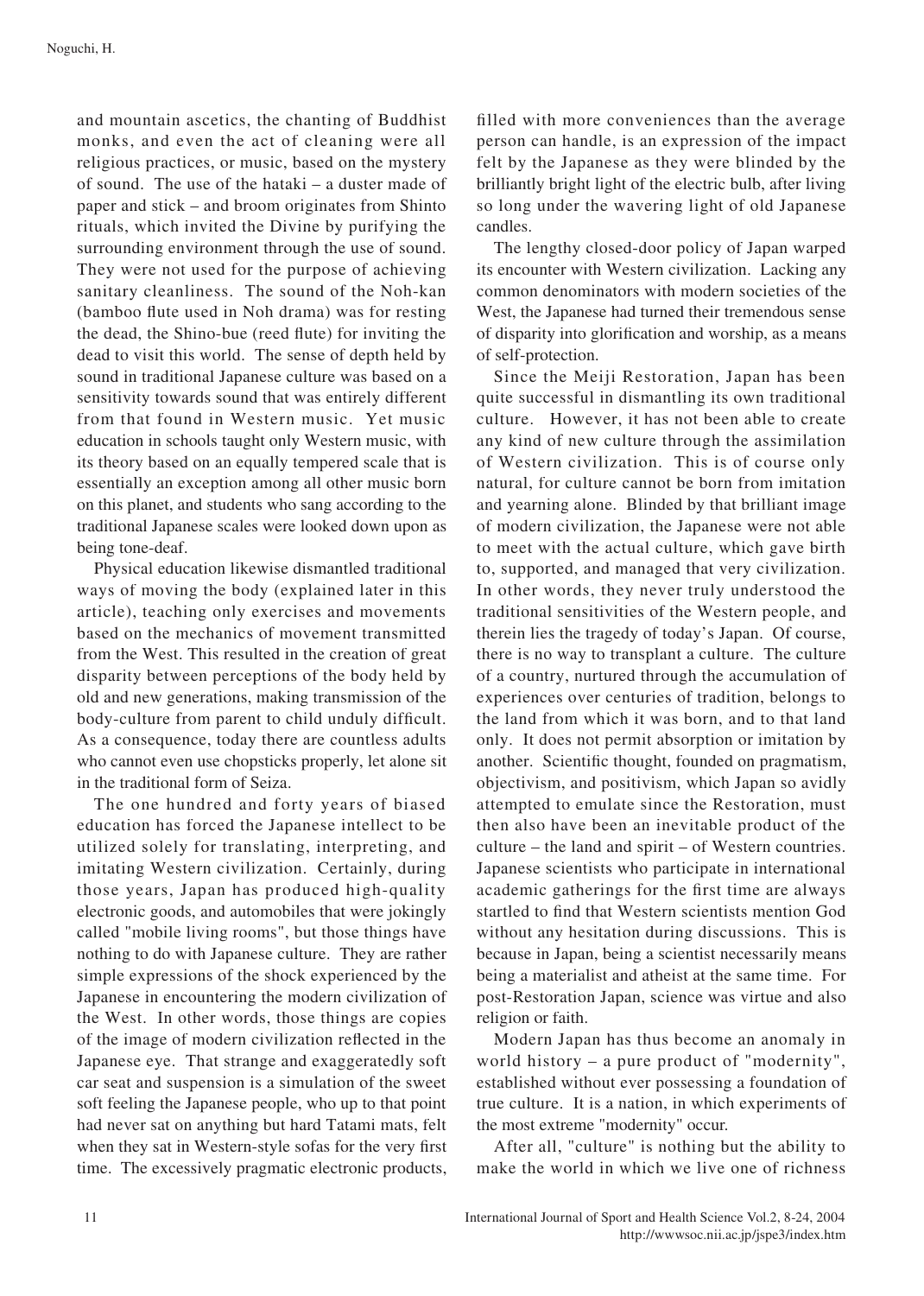and mountain ascetics, the chanting of Buddhist monks, and even the act of cleaning were all religious practices, or music, based on the mystery of sound. The use of the hataki – a duster made of paper and stick – and broom originates from Shinto rituals, which invited the Divine by purifying the surrounding environment through the use of sound. They were not used for the purpose of achieving sanitary cleanliness. The sound of the Noh-kan (bamboo flute used in Noh drama) was for resting the dead, the Shino-bue (reed flute) for inviting the dead to visit this world. The sense of depth held by sound in traditional Japanese culture was based on a sensitivity towards sound that was entirely different from that found in Western music. Yet music education in schools taught only Western music, with its theory based on an equally tempered scale that is essentially an exception among all other music born on this planet, and students who sang according to the traditional Japanese scales were looked down upon as being tone-deaf.

Physical education likewise dismantled traditional ways of moving the body (explained later in this article), teaching only exercises and movements based on the mechanics of movement transmitted from the West. This resulted in the creation of great disparity between perceptions of the body held by old and new generations, making transmission of the body-culture from parent to child unduly difficult. As a consequence, today there are countless adults who cannot even use chopsticks properly, let alone sit in the traditional form of Seiza.

The one hundred and forty years of biased education has forced the Japanese intellect to be utilized solely for translating, interpreting, and imitating Western civilization. Certainly, during those years, Japan has produced high-quality electronic goods, and automobiles that were jokingly called "mobile living rooms", but those things have nothing to do with Japanese culture. They are rather simple expressions of the shock experienced by the Japanese in encountering the modern civilization of the West. In other words, those things are copies of the image of modern civilization reflected in the Japanese eye. That strange and exaggeratedly soft car seat and suspension is a simulation of the sweet soft feeling the Japanese people, who up to that point had never sat on anything but hard Tatami mats, felt when they sat in Western-style sofas for the very first time. The excessively pragmatic electronic products, filled with more conveniences than the average person can handle, is an expression of the impact felt by the Japanese as they were blinded by the brilliantly bright light of the electric bulb, after living so long under the wavering light of old Japanese candles.

The lengthy closed-door policy of Japan warped its encounter with Western civilization. Lacking any common denominators with modern societies of the West, the Japanese had turned their tremendous sense of disparity into glorification and worship, as a means of self-protection.

Since the Meiji Restoration, Japan has been quite successful in dismantling its own traditional culture. However, it has not been able to create any kind of new culture through the assimilation of Western civilization. This is of course only natural, for culture cannot be born from imitation and yearning alone. Blinded by that brilliant image of modern civilization, the Japanese were not able to meet with the actual culture, which gave birth to, supported, and managed that very civilization. In other words, they never truly understood the traditional sensitivities of the Western people, and therein lies the tragedy of today's Japan. Of course, there is no way to transplant a culture. The culture of a country, nurtured through the accumulation of experiences over centuries of tradition, belongs to the land from which it was born, and to that land only. It does not permit absorption or imitation by another. Scientific thought, founded on pragmatism, objectivism, and positivism, which Japan so avidly attempted to emulate since the Restoration, must then also have been an inevitable product of the culture – the land and spirit – of Western countries. Japanese scientists who participate in international academic gatherings for the first time are always startled to find that Western scientists mention God without any hesitation during discussions. This is because in Japan, being a scientist necessarily means being a materialist and atheist at the same time. For post-Restoration Japan, science was virtue and also religion or faith.

Modern Japan has thus become an anomaly in world history – a pure product of "modernity", established without ever possessing a foundation of true culture. It is a nation, in which experiments of the most extreme "modernity" occur.

After all, "culture" is nothing but the ability to make the world in which we live one of richness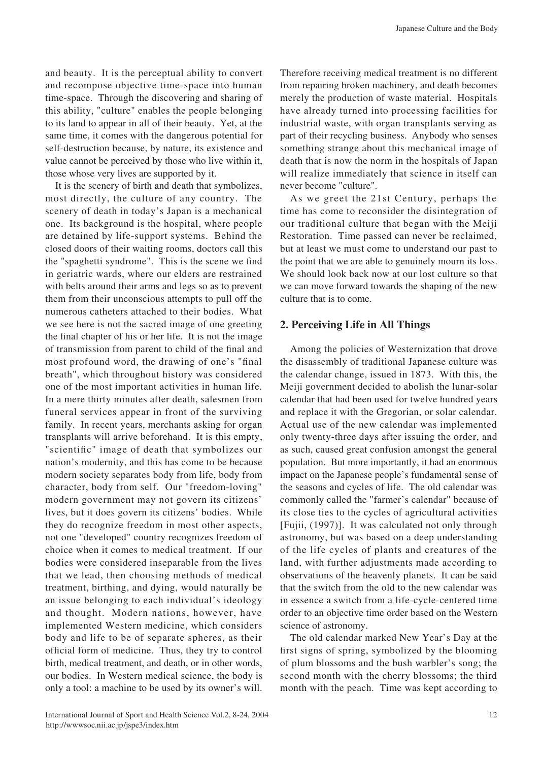and beauty. It is the perceptual ability to convert and recompose objective time-space into human time-space. Through the discovering and sharing of this ability, "culture" enables the people belonging to its land to appear in all of their beauty. Yet, at the same time, it comes with the dangerous potential for self-destruction because, by nature, its existence and value cannot be perceived by those who live within it, those whose very lives are supported by it.

It is the scenery of birth and death that symbolizes, most directly, the culture of any country. The scenery of death in today's Japan is a mechanical one. Its background is the hospital, where people are detained by life-support systems. Behind the closed doors of their waiting rooms, doctors call this the "spaghetti syndrome". This is the scene we find in geriatric wards, where our elders are restrained with belts around their arms and legs so as to prevent them from their unconscious attempts to pull off the numerous catheters attached to their bodies. What we see here is not the sacred image of one greeting the final chapter of his or her life. It is not the image of transmission from parent to child of the final and most profound word, the drawing of one's "final breath", which throughout history was considered one of the most important activities in human life. In a mere thirty minutes after death, salesmen from funeral services appear in front of the surviving family. In recent years, merchants asking for organ transplants will arrive beforehand. It is this empty, "scientific" image of death that symbolizes our nation's modernity, and this has come to be because modern society separates body from life, body from character, body from self. Our "freedom-loving" modern government may not govern its citizens' lives, but it does govern its citizens' bodies. While they do recognize freedom in most other aspects, not one "developed" country recognizes freedom of choice when it comes to medical treatment. If our bodies were considered inseparable from the lives that we lead, then choosing methods of medical treatment, birthing, and dying, would naturally be an issue belonging to each individual's ideology and thought. Modern nations, however, have implemented Western medicine, which considers body and life to be of separate spheres, as their official form of medicine. Thus, they try to control birth, medical treatment, and death, or in other words, our bodies. In Western medical science, the body is only a tool: a machine to be used by its owner's will. Therefore receiving medical treatment is no different from repairing broken machinery, and death becomes merely the production of waste material. Hospitals have already turned into processing facilities for industrial waste, with organ transplants serving as part of their recycling business. Anybody who senses something strange about this mechanical image of death that is now the norm in the hospitals of Japan will realize immediately that science in itself can never become "culture".

As we greet the 21st Century, perhaps the time has come to reconsider the disintegration of our traditional culture that began with the Meiji Restoration. Time passed can never be reclaimed, but at least we must come to understand our past to the point that we are able to genuinely mourn its loss. We should look back now at our lost culture so that we can move forward towards the shaping of the new culture that is to come.

## 2. Perceiving Life in All Things

Among the policies of Westernization that drove the disassembly of traditional Japanese culture was the calendar change, issued in 1873. With this, the Meiji government decided to abolish the lunar-solar calendar that had been used for twelve hundred years and replace it with the Gregorian, or solar calendar. Actual use of the new calendar was implemented only twenty-three days after issuing the order, and as such, caused great confusion amongst the general population. But more importantly, it had an enormous impact on the Japanese people's fundamental sense of the seasons and cycles of life. The old calendar was commonly called the "farmer's calendar" because of its close ties to the cycles of agricultural activities [Fujii, (1997)]. It was calculated not only through astronomy, but was based on a deep understanding of the life cycles of plants and creatures of the land, with further adjustments made according to observations of the heavenly planets. It can be said that the switch from the old to the new calendar was in essence a switch from a life-cycle-centered time order to an objective time order based on the Western science of astronomy.

The old calendar marked New Year's Day at the first signs of spring, symbolized by the blooming of plum blossoms and the bush warbler's song; the second month with the cherry blossoms; the third month with the peach. Time was kept according to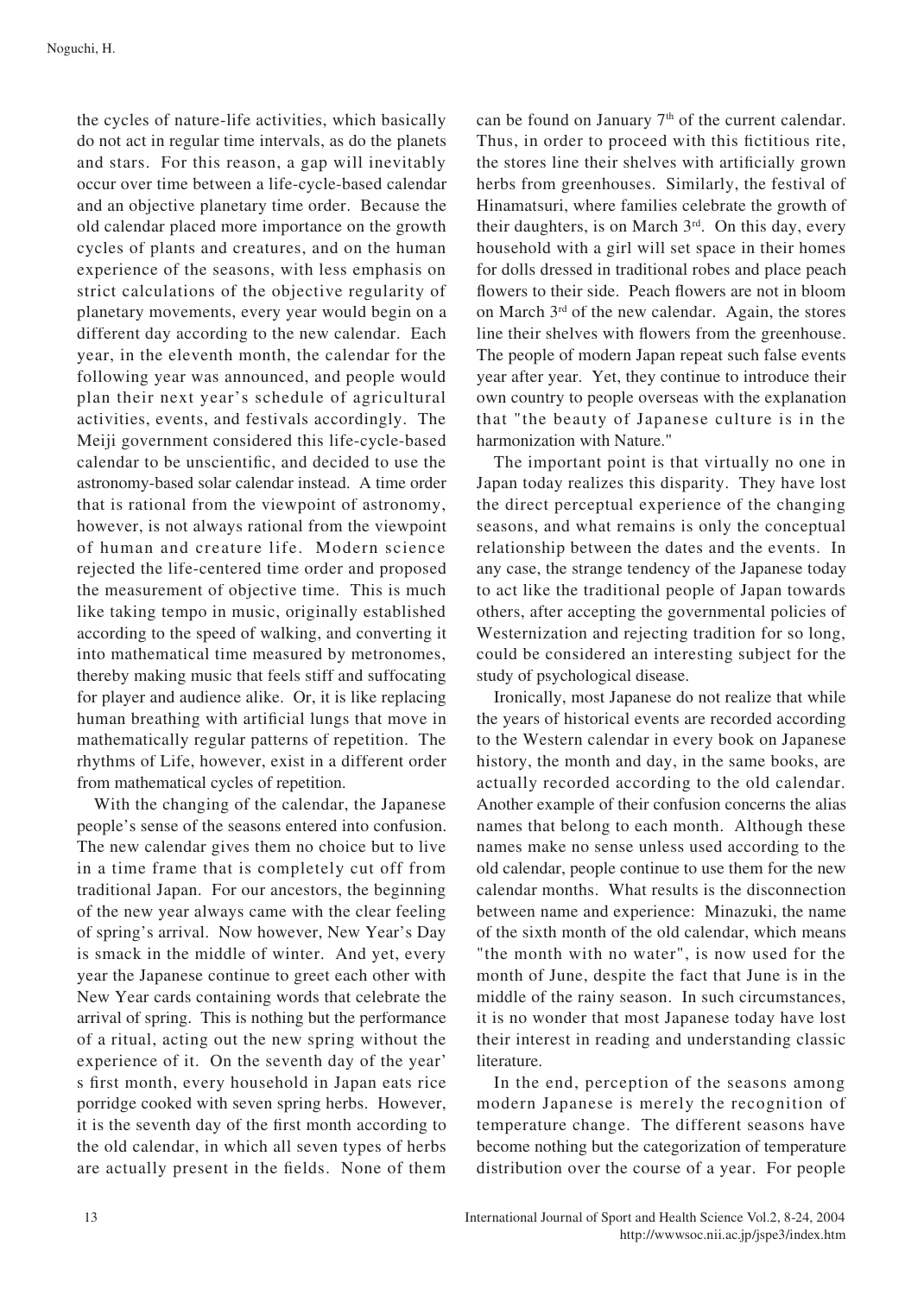the cycles of nature-life activities, which basically do not act in regular time intervals, as do the planets and stars. For this reason, a gap will inevitably occur over time between a life-cycle-based calendar and an objective planetary time order. Because the old calendar placed more importance on the growth cycles of plants and creatures, and on the human experience of the seasons, with less emphasis on strict calculations of the objective regularity of planetary movements, every year would begin on a different day according to the new calendar. Each year, in the eleventh month, the calendar for the following year was announced, and people would plan their next year's schedule of agricultural activities, events, and festivals accordingly. The Meiji government considered this life-cycle-based calendar to be unscientific, and decided to use the astronomy-based solar calendar instead. A time order that is rational from the viewpoint of astronomy, however, is not always rational from the viewpoint of human and creature life. Modern science rejected the life-centered time order and proposed the measurement of objective time. This is much like taking tempo in music, originally established according to the speed of walking, and converting it into mathematical time measured by metronomes, thereby making music that feels stiff and suffocating for player and audience alike. Or, it is like replacing human breathing with artificial lungs that move in mathematically regular patterns of repetition. The rhythms of Life, however, exist in a different order from mathematical cycles of repetition.

With the changing of the calendar, the Japanese people's sense of the seasons entered into confusion. The new calendar gives them no choice but to live in a time frame that is completely cut off from traditional Japan. For our ancestors, the beginning of the new year always came with the clear feeling of spring's arrival. Now however, New Year's Day is smack in the middle of winter. And yet, every year the Japanese continue to greet each other with New Year cards containing words that celebrate the arrival of spring. This is nothing but the performance of a ritual, acting out the new spring without the experience of it. On the seventh day of the year's first month, every household in Japan eats rice porridge cooked with seven spring herbs. However, it is the seventh day of the first month according to the old calendar, in which all seven types of herbs are actually present in the fields. None of them can be found on January 7th of the current calendar. Thus, in order to proceed with this fictitious rite, the stores line their shelves with artificially grown herbs from greenhouses. Similarly, the festival of Hinamatsuri, where families celebrate the growth of their daughters, is on March 3rd. On this day, every household with a girl will set space in their homes for dolls dressed in traditional robes and place peach flowers to their side. Peach flowers are not in bloom on March 3rd of the new calendar. Again, the stores line their shelves with flowers from the greenhouse. The people of modern Japan repeat such false events year after year. Yet, they continue to introduce their own country to people overseas with the explanation that "the beauty of Japanese culture is in the harmonization with Nature."

The important point is that virtually no one in Japan today realizes this disparity. They have lost the direct perceptual experience of the changing seasons, and what remains is only the conceptual relationship between the dates and the events. In any case, the strange tendency of the Japanese today to act like the traditional people of Japan towards others, after accepting the governmental policies of Westernization and rejecting tradition for so long, could be considered an interesting subject for the study of psychological disease.

Ironically, most Japanese do not realize that while the years of historical events are recorded according to the Western calendar in every book on Japanese history, the month and day, in the same books, are actually recorded according to the old calendar. Another example of their confusion concerns the alias names that belong to each month. Although these names make no sense unless used according to the old calendar, people continue to use them for the new calendar months. What results is the disconnection between name and experience: Minazuki, the name of the sixth month of the old calendar, which means "the month with no water", is now used for the month of June, despite the fact that June is in the middle of the rainy season. In such circumstances, it is no wonder that most Japanese today have lost their interest in reading and understanding classic literature.

In the end, perception of the seasons among modern Japanese is merely the recognition of temperature change. The different seasons have become nothing but the categorization of temperature distribution over the course of a year. For people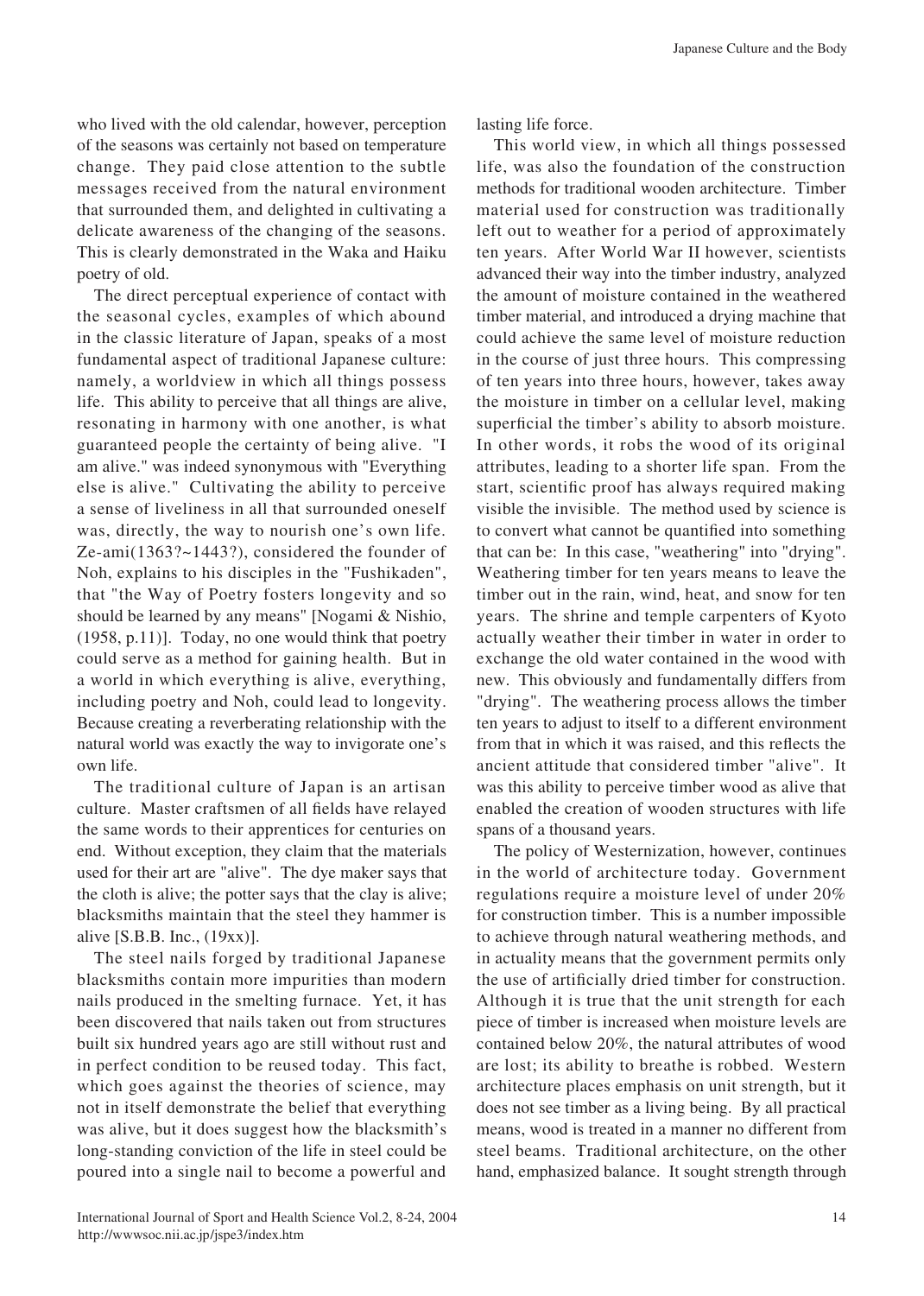who lived with the old calendar, however, perception of the seasons was certainly not based on temperature change. They paid close attention to the subtle messages received from the natural environment that surrounded them, and delighted in cultivating a delicate awareness of the changing of the seasons. This is clearly demonstrated in the Waka and Haiku poetry of old.

The direct perceptual experience of contact with the seasonal cycles, examples of which abound in the classic literature of Japan, speaks of a most fundamental aspect of traditional Japanese culture: namely, a worldview in which all things possess life. This ability to perceive that all things are alive, resonating in harmony with one another, is what guaranteed people the certainty of being alive. "I am alive." was indeed synonymous with "Everything else is alive." Cultivating the ability to perceive a sense of liveliness in all that surrounded oneself was, directly, the way to nourish one's own life. Ze-ami(1363?~1443?), considered the founder of Noh, explains to his disciples in the "Fushikaden", that "the Way of Poetry fosters longevity and so should be learned by any means" [Nogami & Nishio, (1958, p.11)]. Today, no one would think that poetry could serve as a method for gaining health. But in a world in which everything is alive, everything, including poetry and Noh, could lead to longevity. Because creating a reverberating relationship with the natural world was exactly the way to invigorate one's own life.

The traditional culture of Japan is an artisan culture. Master craftsmen of all fields have relayed the same words to their apprentices for centuries on end. Without exception, they claim that the materials used for their art are "alive". The dye maker says that the cloth is alive; the potter says that the clay is alive; blacksmiths maintain that the steel they hammer is alive [S.B.B. Inc., (19xx)].

The steel nails forged by traditional Japanese blacksmiths contain more impurities than modern nails produced in the smelting furnace. Yet, it has been discovered that nails taken out from structures built six hundred years ago are still without rust and in perfect condition to be reused today. This fact, which goes against the theories of science, may not in itself demonstrate the belief that everything was alive, but it does suggest how the blacksmith's long-standing conviction of the life in steel could be poured into a single nail to become a powerful and lasting life force.

This world view, in which all things possessed life, was also the foundation of the construction methods for traditional wooden architecture. Timber material used for construction was traditionally left out to weather for a period of approximately ten years. After World War II however, scientists advanced their way into the timber industry, analyzed the amount of moisture contained in the weathered timber material, and introduced a drying machine that could achieve the same level of moisture reduction in the course of just three hours. This compressing of ten years into three hours, however, takes away the moisture in timber on a cellular level, making superficial the timber's ability to absorb moisture. In other words, it robs the wood of its original attributes, leading to a shorter life span. From the start, scientific proof has always required making visible the invisible. The method used by science is to convert what cannot be quantified into something that can be: In this case, "weathering" into "drying". Weathering timber for ten years means to leave the timber out in the rain, wind, heat, and snow for ten years. The shrine and temple carpenters of Kyoto actually weather their timber in water in order to exchange the old water contained in the wood with new. This obviously and fundamentally differs from "drying". The weathering process allows the timber ten years to adjust to itself to a different environment from that in which it was raised, and this reflects the ancient attitude that considered timber "alive". It was this ability to perceive timber wood as alive that enabled the creation of wooden structures with life spans of a thousand years.

The policy of Westernization, however, continues in the world of architecture today. Government regulations require a moisture level of under 20% for construction timber. This is a number impossible to achieve through natural weathering methods, and in actuality means that the government permits only the use of artificially dried timber for construction. Although it is true that the unit strength for each piece of timber is increased when moisture levels are contained below 20%, the natural attributes of wood are lost; its ability to breathe is robbed. Western architecture places emphasis on unit strength, but it does not see timber as a living being. By all practical means, wood is treated in a manner no different from steel beams. Traditional architecture, on the other hand, emphasized balance. It sought strength through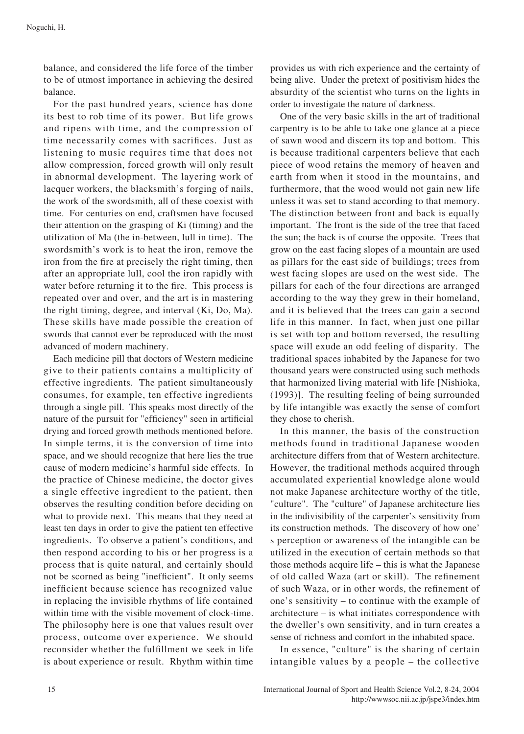balance, and considered the life force of the timber to be of utmost importance in achieving the desired balance.

For the past hundred years, science has done its best to rob time of its power. But life grows and ripens with time, and the compression of time necessarily comes with sacrifices. Just as listening to music requires time that does not allow compression, forced growth will only result in abnormal development. The layering work of lacquer workers, the blacksmith's forging of nails, the work of the swordsmith, all of these coexist with time. For centuries on end, craftsmen have focused their attention on the grasping of Ki (timing) and the utilization of Ma (the in-between, lull in time). The swordsmith's work is to heat the iron, remove the iron from the fire at precisely the right timing, then after an appropriate lull, cool the iron rapidly with water before returning it to the fire. This process is repeated over and over, and the art is in mastering the right timing, degree, and interval (Ki, Do, Ma). These skills have made possible the creation of swords that cannot ever be reproduced with the most advanced of modern machinery.

Each medicine pill that doctors of Western medicine give to their patients contains a multiplicity of effective ingredients. The patient simultaneously consumes, for example, ten effective ingredients through a single pill. This speaks most directly of the nature of the pursuit for "efficiency" seen in artificial drying and forced growth methods mentioned before. In simple terms, it is the conversion of time into space, and we should recognize that here lies the true cause of modern medicine's harmful side effects. In the practice of Chinese medicine, the doctor gives a single effective ingredient to the patient, then observes the resulting condition before deciding on what to provide next. This means that they need at least ten days in order to give the patient ten effective ingredients. To observe a patient's conditions, and then respond according to his or her progress is a process that is quite natural, and certainly should not be scorned as being "inefficient". It only seems inefficient because science has recognized value in replacing the invisible rhythms of life contained within time with the visible movement of clock-time. The philosophy here is one that values result over process, outcome over experience. We should reconsider whether the fulfillment we seek in life is about experience or result. Rhythm within time provides us with rich experience and the certainty of being alive. Under the pretext of positivism hides the absurdity of the scientist who turns on the lights in order to investigate the nature of darkness.

One of the very basic skills in the art of traditional carpentry is to be able to take one glance at a piece of sawn wood and discern its top and bottom. This is because traditional carpenters believe that each piece of wood retains the memory of heaven and earth from when it stood in the mountains, and furthermore, that the wood would not gain new life unless it was set to stand according to that memory. The distinction between front and back is equally important. The front is the side of the tree that faced the sun; the back is of course the opposite. Trees that grow on the east facing slopes of a mountain are used as pillars for the east side of buildings; trees from west facing slopes are used on the west side. The pillars for each of the four directions are arranged according to the way they grew in their homeland, and it is believed that the trees can gain a second life in this manner. In fact, when just one pillar is set with top and bottom reversed, the resulting space will exude an odd feeling of disparity. The traditional spaces inhabited by the Japanese for two thousand years were constructed using such methods that harmonized living material with life [Nishioka, (1993)]. The resulting feeling of being surrounded by life intangible was exactly the sense of comfort they chose to cherish.

In this manner, the basis of the construction methods found in traditional Japanese wooden architecture differs from that of Western architecture. However, the traditional methods acquired through accumulated experiential knowledge alone would not make Japanese architecture worthy of the title, "culture". The "culture" of Japanese architecture lies in the indivisibility of the carpenter's sensitivity from its construction methods. The discovery of how one's perception or awareness of the intangible can be utilized in the execution of certain methods so that those methods acquire life – this is what the Japanese of old called Waza (art or skill). The refinement of such Waza, or in other words, the refinement of one's sensitivity – to continue with the example of architecture – is what initiates correspondence with the dweller's own sensitivity, and in turn creates a sense of richness and comfort in the inhabited space.

In essence, "culture" is the sharing of certain intangible values by a people – the collective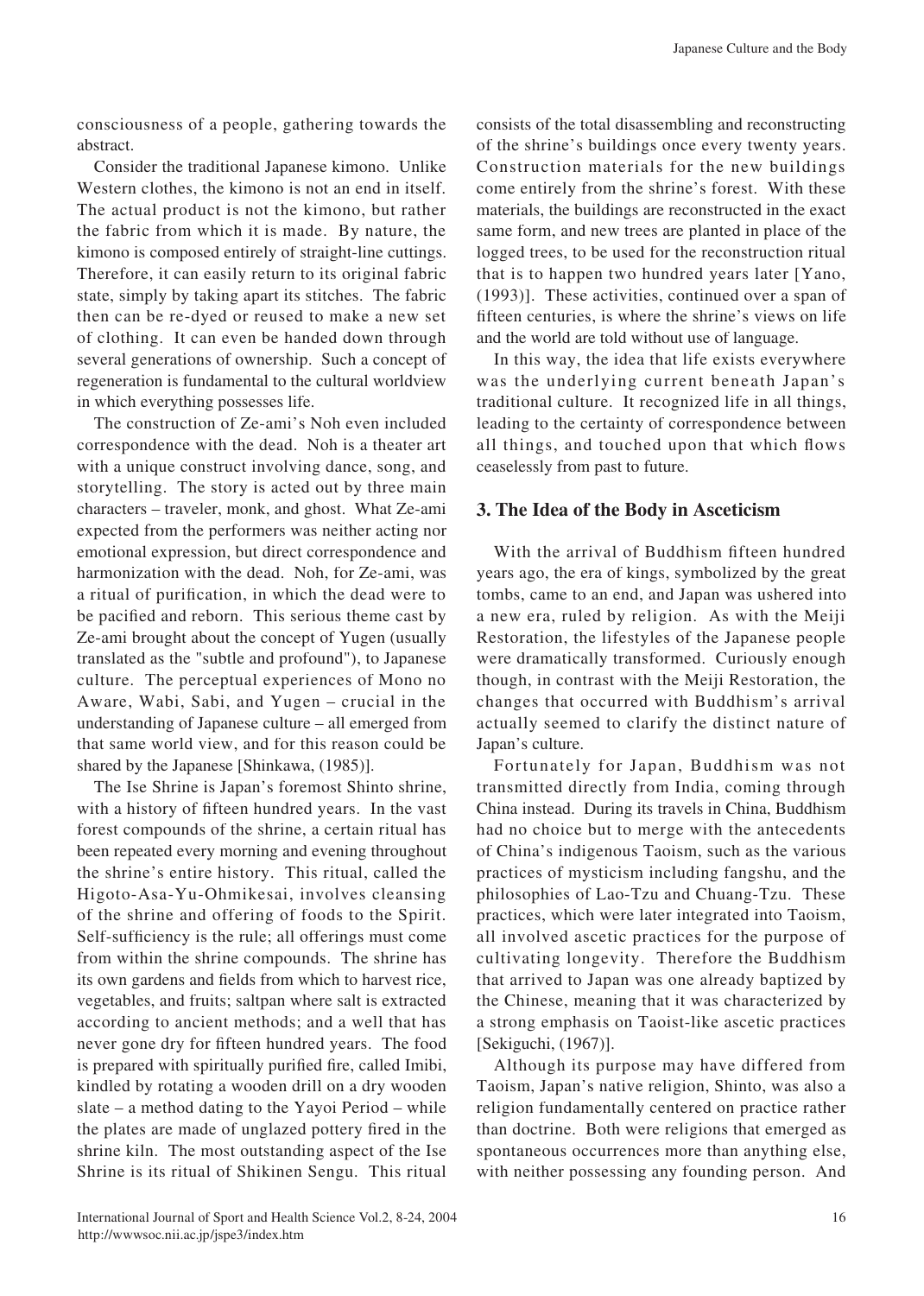consciousness of a people, gathering towards the abstract.

Consider the traditional Japanese kimono. Unlike Western clothes, the kimono is not an end in itself. The actual product is not the kimono, but rather the fabric from which it is made. By nature, the kimono is composed entirely of straight-line cuttings. Therefore, it can easily return to its original fabric state, simply by taking apart its stitches. The fabric then can be re-dyed or reused to make a new set of clothing. It can even be handed down through several generations of ownership. Such a concept of regeneration is fundamental to the cultural worldview in which everything possesses life.

The construction of Ze-ami's Noh even included correspondence with the dead. Noh is a theater art with a unique construct involving dance, song, and storytelling. The story is acted out by three main characters – traveler, monk, and ghost. What Ze-ami expected from the performers was neither acting nor emotional expression, but direct correspondence and harmonization with the dead. Noh, for Ze-ami, was a ritual of purification, in which the dead were to be pacified and reborn. This serious theme cast by Ze-ami brought about the concept of Yugen (usually translated as the "subtle and profound"), to Japanese culture. The perceptual experiences of Mono no Aware, Wabi, Sabi, and Yugen – crucial in the understanding of Japanese culture – all emerged from that same world view, and for this reason could be shared by the Japanese [Shinkawa, (1985)].

The Ise Shrine is Japan's foremost Shinto shrine, with a history of fifteen hundred years. In the vast forest compounds of the shrine, a certain ritual has been repeated every morning and evening throughout the shrine's entire history. This ritual, called the Higoto-Asa-Yu-Ohmikesai, involves cleansing of the shrine and offering of foods to the Spirit. Self-sufficiency is the rule; all offerings must come from within the shrine compounds. The shrine has its own gardens and fields from which to harvest rice, vegetables, and fruits; saltpan where salt is extracted according to ancient methods; and a well that has never gone dry for fifteen hundred years. The food is prepared with spiritually purified fire, called Imibi, kindled by rotating a wooden drill on a dry wooden slate – a method dating to the Yayoi Period – while the plates are made of unglazed pottery fired in the shrine kiln. The most outstanding aspect of the Ise Shrine is its ritual of Shikinen Sengu. This ritual consists of the total disassembling and reconstructing of the shrine's buildings once every twenty years. Construction materials for the new buildings come entirely from the shrine's forest. With these materials, the buildings are reconstructed in the exact same form, and new trees are planted in place of the logged trees, to be used for the reconstruction ritual that is to happen two hundred years later [Yano, (1993)]. These activities, continued over a span of fifteen centuries, is where the shrine's views on life and the world are told without use of language.

In this way, the idea that life exists everywhere was the underlying current beneath Japan's traditional culture. It recognized life in all things, leading to the certainty of correspondence between all things, and touched upon that which flows ceaselessly from past to future.

## 3. The Idea of the Body in Asceticism

With the arrival of Buddhism fifteen hundred years ago, the era of kings, symbolized by the great tombs, came to an end, and Japan was ushered into a new era, ruled by religion. As with the Meiji Restoration, the lifestyles of the Japanese people were dramatically transformed. Curiously enough though, in contrast with the Meiji Restoration, the changes that occurred with Buddhism's arrival actually seemed to clarify the distinct nature of Japan's culture.

Fortunately for Japan, Buddhism was not transmitted directly from India, coming through China instead. During its travels in China, Buddhism had no choice but to merge with the antecedents of China's indigenous Taoism, such as the various practices of mysticism including fangshu, and the philosophies of Lao-Tzu and Chuang-Tzu. These practices, which were later integrated into Taoism, all involved ascetic practices for the purpose of cultivating longevity. Therefore the Buddhism that arrived to Japan was one already baptized by the Chinese, meaning that it was characterized by a strong emphasis on Taoist-like ascetic practices [Sekiguchi, (1967)].

Although its purpose may have differed from Taoism, Japan's native religion, Shinto, was also a religion fundamentally centered on practice rather than doctrine. Both were religions that emerged as spontaneous occurrences more than anything else, with neither possessing any founding person. And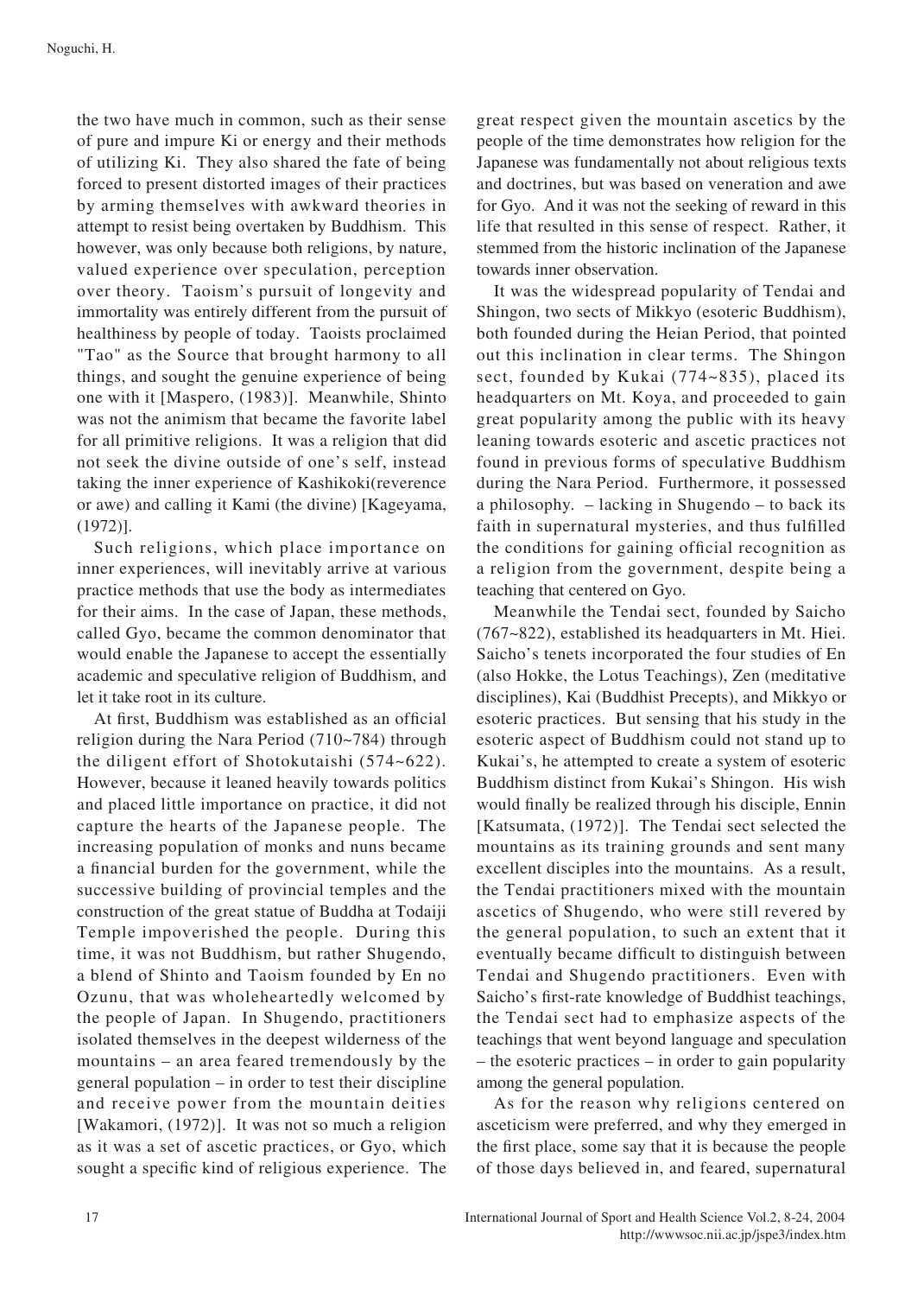the two have much in common, such as their sense of pure and impure Ki or energy and their methods of utilizing Ki. They also shared the fate of being forced to present distorted images of their practices by arming themselves with awkward theories in attempt to resist being overtaken by Buddhism. This however, was only because both religions, by nature, valued experience over speculation, perception over theory. Taoism's pursuit of longevity and immortality was entirely different from the pursuit of healthiness by people of today. Taoists proclaimed "Tao" as the Source that brought harmony to all things, and sought the genuine experience of being one with it [Maspero, (1983)]. Meanwhile, Shinto was not the animism that became the favorite label for all primitive religions. It was a religion that did not seek the divine outside of one's self, instead taking the inner experience of Kashikoki(reverence or awe) and calling it Kami (the divine) [Kageyama, (1972)].

Such religions, which place importance on inner experiences, will inevitably arrive at various practice methods that use the body as intermediates for their aims. In the case of Japan, these methods, called Gyo, became the common denominator that would enable the Japanese to accept the essentially academic and speculative religion of Buddhism, and let it take root in its culture.

At first, Buddhism was established as an official religion during the Nara Period (710~784) through the diligent effort of Shotokutaishi (574~622). However, because it leaned heavily towards politics and placed little importance on practice, it did not capture the hearts of the Japanese people. The increasing population of monks and nuns became a financial burden for the government, while the successive building of provincial temples and the construction of the great statue of Buddha at Todaiji Temple impoverished the people. During this time, it was not Buddhism, but rather Shugendo, a blend of Shinto and Taoism founded by En no Ozunu, that was wholeheartedly welcomed by the people of Japan. In Shugendo, practitioners isolated themselves in the deepest wilderness of the mountains – an area feared tremendously by the general population – in order to test their discipline and receive power from the mountain deities [Wakamori, (1972)]. It was not so much a religion as it was a set of ascetic practices, or Gyo, which sought a specific kind of religious experience. The great respect given the mountain ascetics by the people of the time demonstrates how religion for the Japanese was fundamentally not about religious texts and doctrines, but was based on veneration and awe for Gyo. And it was not the seeking of reward in this life that resulted in this sense of respect. Rather, it stemmed from the historic inclination of the Japanese towards inner observation.

It was the widespread popularity of Tendai and Shingon, two sects of Mikkyo (esoteric Buddhism), both founded during the Heian Period, that pointed out this inclination in clear terms. The Shingon sect, founded by Kukai (774~835), placed its headquarters on Mt. Koya, and proceeded to gain great popularity among the public with its heavy leaning towards esoteric and ascetic practices not found in previous forms of speculative Buddhism during the Nara Period. Furthermore, it possessed a philosophy. – lacking in Shugendo – to back its faith in supernatural mysteries, and thus fulfilled the conditions for gaining official recognition as a religion from the government, despite being a teaching that centered on Gyo.

Meanwhile the Tendai sect, founded by Saicho (767~822), established its headquarters in Mt. Hiei. Saicho's tenets incorporated the four studies of En (also Hokke, the Lotus Teachings), Zen (meditative disciplines), Kai (Buddhist Precepts), and Mikkyo or esoteric practices. But sensing that his study in the esoteric aspect of Buddhism could not stand up to Kukai's, he attempted to create a system of esoteric Buddhism distinct from Kukai's Shingon. His wish would finally be realized through his disciple, Ennin [Katsumata, (1972)]. The Tendai sect selected the mountains as its training grounds and sent many excellent disciples into the mountains. As a result, the Tendai practitioners mixed with the mountain ascetics of Shugendo, who were still revered by the general population, to such an extent that it eventually became difficult to distinguish between Tendai and Shugendo practitioners. Even with Saicho's first-rate knowledge of Buddhist teachings, the Tendai sect had to emphasize aspects of the teachings that went beyond language and speculation – the esoteric practices – in order to gain popularity among the general population.

As for the reason why religions centered on asceticism were preferred, and why they emerged in the first place, some say that it is because the people of those days believed in, and feared, supernatural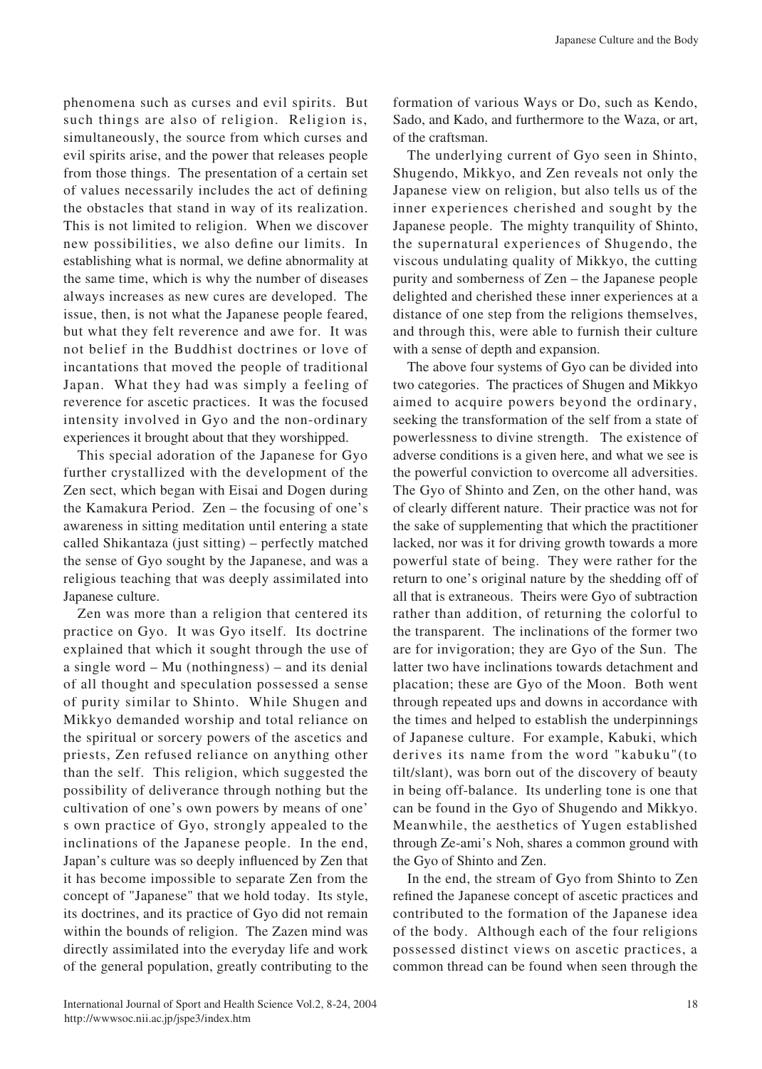phenomena such as curses and evil spirits. But such things are also of religion. Religion is, simultaneously, the source from which curses and evil spirits arise, and the power that releases people from those things. The presentation of a certain set of values necessarily includes the act of defining the obstacles that stand in way of its realization. This is not limited to religion. When we discover new possibilities, we also define our limits. In establishing what is normal, we define abnormality at the same time, which is why the number of diseases always increases as new cures are developed. The issue, then, is not what the Japanese people feared, but what they felt reverence and awe for. It was not belief in the Buddhist doctrines or love of incantations that moved the people of traditional Japan. What they had was simply a feeling of reverence for ascetic practices. It was the focused intensity involved in Gyo and the non-ordinary experiences it brought about that they worshipped.

This special adoration of the Japanese for Gyo further crystallized with the development of the Zen sect, which began with Eisai and Dogen during the Kamakura Period. Zen – the focusing of one's awareness in sitting meditation until entering a state called Shikantaza (just sitting) – perfectly matched the sense of Gyo sought by the Japanese, and was a religious teaching that was deeply assimilated into Japanese culture.

Zen was more than a religion that centered its practice on Gyo. It was Gyo itself. Its doctrine explained that which it sought through the use of a single word – Mu (nothingness) – and its denial of all thought and speculation possessed a sense of purity similar to Shinto. While Shugen and Mikkyo demanded worship and total reliance on the spiritual or sorcery powers of the ascetics and priests, Zen refused reliance on anything other than the self. This religion, which suggested the possibility of deliverance through nothing but the cultivation of one's own powers by means of one's own practice of Gyo, strongly appealed to the inclinations of the Japanese people. In the end, Japan's culture was so deeply influenced by Zen that it has become impossible to separate Zen from the concept of "Japanese" that we hold today. Its style, its doctrines, and its practice of Gyo did not remain within the bounds of religion. The Zazen mind was directly assimilated into the everyday life and work of the general population, greatly contributing to the formation of various Ways or Do, such as Kendo, Sado, and Kado, and furthermore to the Waza, or art, of the craftsman.

The underlying current of Gyo seen in Shinto, Shugendo, Mikkyo, and Zen reveals not only the Japanese view on religion, but also tells us of the inner experiences cherished and sought by the Japanese people. The mighty tranquility of Shinto, the supernatural experiences of Shugendo, the viscous undulating quality of Mikkyo, the cutting purity and somberness of Zen – the Japanese people delighted and cherished these inner experiences at a distance of one step from the religions themselves, and through this, were able to furnish their culture with a sense of depth and expansion.

The above four systems of Gyo can be divided into two categories. The practices of Shugen and Mikkyo aimed to acquire powers beyond the ordinary, seeking the transformation of the self from a state of powerlessness to divine strength. The existence of adverse conditions is a given here, and what we see is the powerful conviction to overcome all adversities. The Gyo of Shinto and Zen, on the other hand, was of clearly different nature. Their practice was not for the sake of supplementing that which the practitioner lacked, nor was it for driving growth towards a more powerful state of being. They were rather for the return to one's original nature by the shedding off of all that is extraneous. Theirs were Gyo of subtraction rather than addition, of returning the colorful to the transparent. The inclinations of the former two are for invigoration; they are Gyo of the Sun. The latter two have inclinations towards detachment and placation; these are Gyo of the Moon. Both went through repeated ups and downs in accordance with the times and helped to establish the underpinnings of Japanese culture. For example, Kabuki, which derives its name from the word "kabuku"(to tilt/slant), was born out of the discovery of beauty in being off-balance. Its underling tone is one that can be found in the Gyo of Shugendo and Mikkyo. Meanwhile, the aesthetics of Yugen established through Ze-ami's Noh, shares a common ground with the Gyo of Shinto and Zen.

In the end, the stream of Gyo from Shinto to Zen refined the Japanese concept of ascetic practices and contributed to the formation of the Japanese idea of the body. Although each of the four religions possessed distinct views on ascetic practices, a common thread can be found when seen through the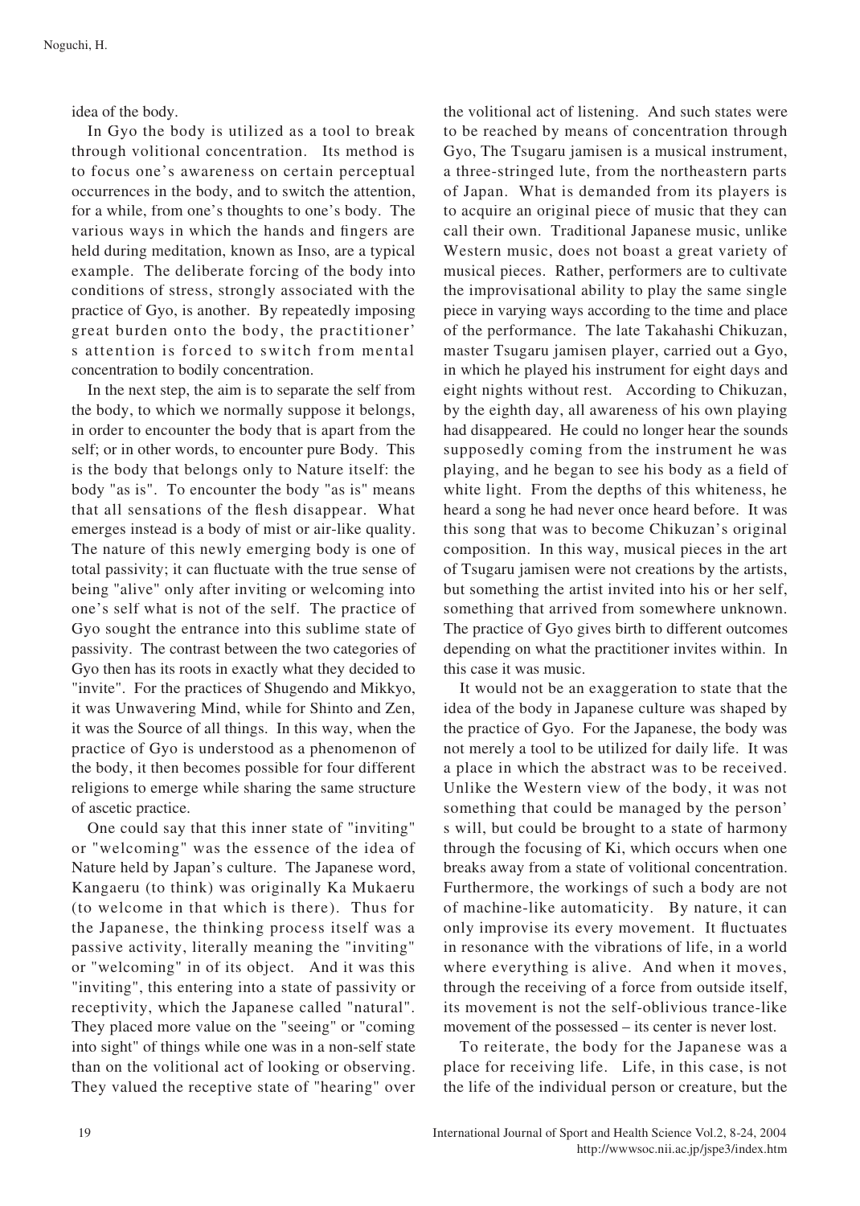idea of the body.

In Gyo the body is utilized as a tool to break through volitional concentration. Its method is to focus one's awareness on certain perceptual occurrences in the body, and to switch the attention, for a while, from one's thoughts to one's body. The various ways in which the hands and fingers are held during meditation, known as Inso, are a typical example. The deliberate forcing of the body into conditions of stress, strongly associated with the practice of Gyo, is another. By repeatedly imposing great burden onto the body, the practitioner's attention is forced to switch from mental concentration to bodily concentration.

In the next step, the aim is to separate the self from the body, to which we normally suppose it belongs, in order to encounter the body that is apart from the self; or in other words, to encounter pure Body. This is the body that belongs only to Nature itself: the body "as is". To encounter the body "as is" means that all sensations of the flesh disappear. What emerges instead is a body of mist or air-like quality. The nature of this newly emerging body is one of total passivity; it can fluctuate with the true sense of being "alive" only after inviting or welcoming into one's self what is not of the self. The practice of Gyo sought the entrance into this sublime state of passivity. The contrast between the two categories of Gyo then has its roots in exactly what they decided to "invite". For the practices of Shugendo and Mikkyo, it was Unwavering Mind, while for Shinto and Zen, it was the Source of all things. In this way, when the practice of Gyo is understood as a phenomenon of the body, it then becomes possible for four different religions to emerge while sharing the same structure of ascetic practice.

One could say that this inner state of "inviting" or "welcoming" was the essence of the idea of Nature held by Japan's culture. The Japanese word, Kangaeru (to think) was originally Ka Mukaeru (to welcome in that which is there). Thus for the Japanese, the thinking process itself was a passive activity, literally meaning the "inviting" or "welcoming" in of its object. And it was this "inviting", this entering into a state of passivity or receptivity, which the Japanese called "natural". They placed more value on the "seeing" or "coming into sight" of things while one was in a non-self state than on the volitional act of looking or observing. They valued the receptive state of "hearing" over the volitional act of listening. And such states were to be reached by means of concentration through Gyo, The Tsugaru jamisen is a musical instrument, a three-stringed lute, from the northeastern parts of Japan. What is demanded from its players is to acquire an original piece of music that they can call their own. Traditional Japanese music, unlike Western music, does not boast a great variety of musical pieces. Rather, performers are to cultivate the improvisational ability to play the same single piece in varying ways according to the time and place of the performance. The late Takahashi Chikuzan, master Tsugaru jamisen player, carried out a Gyo, in which he played his instrument for eight days and eight nights without rest. According to Chikuzan, by the eighth day, all awareness of his own playing had disappeared. He could no longer hear the sounds supposedly coming from the instrument he was playing, and he began to see his body as a field of white light. From the depths of this whiteness, he heard a song he had never once heard before. It was this song that was to become Chikuzan's original composition. In this way, musical pieces in the art of Tsugaru jamisen were not creations by the artists, but something the artist invited into his or her self, something that arrived from somewhere unknown. The practice of Gyo gives birth to different outcomes depending on what the practitioner invites within. In this case it was music.

It would not be an exaggeration to state that the idea of the body in Japanese culture was shaped by the practice of Gyo. For the Japanese, the body was not merely a tool to be utilized for daily life. It was a place in which the abstract was to be received. Unlike the Western view of the body, it was not something that could be managed by the person's will, but could be brought to a state of harmony through the focusing of Ki, which occurs when one breaks away from a state of volitional concentration. Furthermore, the workings of such a body are not of machine-like automaticity. By nature, it can only improvise its every movement. It fluctuates in resonance with the vibrations of life, in a world where everything is alive. And when it moves, through the receiving of a force from outside itself, its movement is not the self-oblivious trance-like movement of the possessed – its center is never lost.

To reiterate, the body for the Japanese was a place for receiving life. Life, in this case, is not the life of the individual person or creature, but the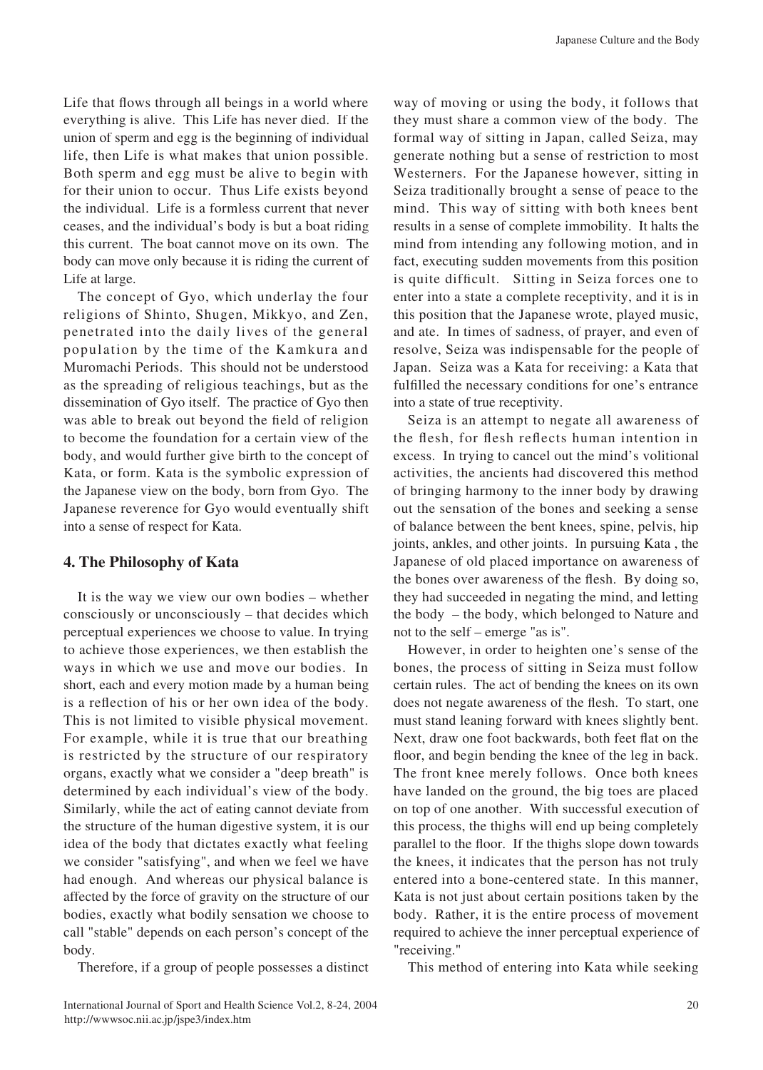Life that flows through all beings in a world where everything is alive. This Life has never died. If the union of sperm and egg is the beginning of individual life, then Life is what makes that union possible. Both sperm and egg must be alive to begin with for their union to occur. Thus Life exists beyond the individual. Life is a formless current that never ceases, and the individual's body is but a boat riding this current. The boat cannot move on its own. The body can move only because it is riding the current of Life at large.

The concept of Gyo, which underlay the four religions of Shinto, Shugen, Mikkyo, and Zen, penetrated into the daily lives of the general population by the time of the Kamkura and Muromachi Periods. This should not be understood as the spreading of religious teachings, but as the dissemination of Gyo itself. The practice of Gyo then was able to break out beyond the field of religion to become the foundation for a certain view of the body, and would further give birth to the concept of Kata, or form. Kata is the symbolic expression of the Japanese view on the body, born from Gyo. The Japanese reverence for Gyo would eventually shift into a sense of respect for Kata.

## 4. The Philosophy of Kata

It is the way we view our own bodies – whether consciously or unconsciously – that decides which perceptual experiences we choose to value. In trying to achieve those experiences, we then establish the ways in which we use and move our bodies. In short, each and every motion made by a human being is a reflection of his or her own idea of the body. This is not limited to visible physical movement. For example, while it is true that our breathing is restricted by the structure of our respiratory organs, exactly what we consider a "deep breath" is determined by each individual's view of the body. Similarly, while the act of eating cannot deviate from the structure of the human digestive system, it is our idea of the body that dictates exactly what feeling we consider "satisfying", and when we feel we have had enough. And whereas our physical balance is affected by the force of gravity on the structure of our bodies, exactly what bodily sensation we choose to call "stable" depends on each person's concept of the body.

Therefore, if a group of people possesses a distinct way of moving or using the body, it follows that they must share a common view of the body. The formal way of sitting in Japan, called Seiza, may generate nothing but a sense of restriction to most Westerners. For the Japanese however, sitting in Seiza traditionally brought a sense of peace to the mind. This way of sitting with both knees bent results in a sense of complete immobility. It halts the mind from intending any following motion, and in fact, executing sudden movements from this position is quite difficult. Sitting in Seiza forces one to enter into a state a complete receptivity, and it is in this position that the Japanese wrote, played music, and ate. In times of sadness, of prayer, and even of resolve, Seiza was indispensable for the people of Japan. Seiza was a Kata for receiving: a Kata that fulfilled the necessary conditions for one's entrance into a state of true receptivity.

Seiza is an attempt to negate all awareness of the flesh, for flesh reflects human intention in excess. In trying to cancel out the mind's volitional activities, the ancients had discovered this method of bringing harmony to the inner body by drawing out the sensation of the bones and seeking a sense of balance between the bent knees, spine, pelvis, hip joints, ankles, and other joints. In pursuing Kata , the Japanese of old placed importance on awareness of the bones over awareness of the flesh. By doing so, they had succeeded in negating the mind, and letting the body – the body, which belonged to Nature and not to the self – emerge "as is".

However, in order to heighten one's sense of the bones, the process of sitting in Seiza must follow certain rules. The act of bending the knees on its own does not negate awareness of the flesh. To start, one must stand leaning forward with knees slightly bent. Next, draw one foot backwards, both feet flat on the floor, and begin bending the knee of the leg in back. The front knee merely follows. Once both knees have landed on the ground, the big toes are placed on top of one another. With successful execution of this process, the thighs will end up being completely parallel to the floor. If the thighs slope down towards the knees, it indicates that the person has not truly entered into a bone-centered state. In this manner, Kata is not just about certain positions taken by the body. Rather, it is the entire process of movement required to achieve the inner perceptual experience of "receiving."

This method of entering into Kata while seeking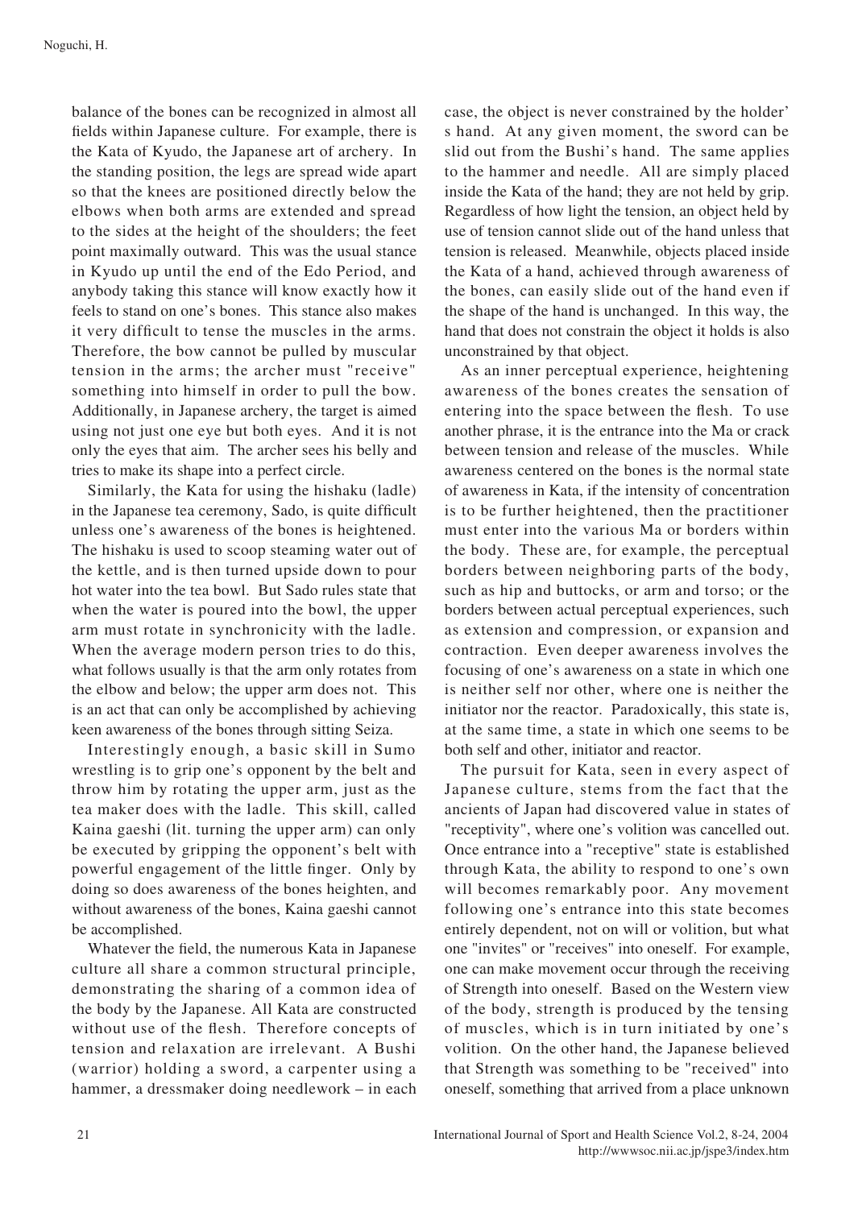balance of the bones can be recognized in almost all fields within Japanese culture. For example, there is the Kata of Kyudo, the Japanese art of archery. In the standing position, the legs are spread wide apart so that the knees are positioned directly below the elbows when both arms are extended and spread to the sides at the height of the shoulders; the feet point maximally outward. This was the usual stance in Kyudo up until the end of the Edo Period, and anybody taking this stance will know exactly how it feels to stand on one's bones. This stance also makes it very difficult to tense the muscles in the arms. Therefore, the bow cannot be pulled by muscular tension in the arms; the archer must "receive" something into himself in order to pull the bow. Additionally, in Japanese archery, the target is aimed using not just one eye but both eyes. And it is not only the eyes that aim. The archer sees his belly and tries to make its shape into a perfect circle.

Similarly, the Kata for using the hishaku (ladle) in the Japanese tea ceremony, Sado, is quite difficult unless one's awareness of the bones is heightened. The hishaku is used to scoop steaming water out of the kettle, and is then turned upside down to pour hot water into the tea bowl. But Sado rules state that when the water is poured into the bowl, the upper arm must rotate in synchronicity with the ladle. When the average modern person tries to do this, what follows usually is that the arm only rotates from the elbow and below; the upper arm does not. This is an act that can only be accomplished by achieving keen awareness of the bones through sitting Seiza.

Interestingly enough, a basic skill in Sumo wrestling is to grip one's opponent by the belt and throw him by rotating the upper arm, just as the tea maker does with the ladle. This skill, called Kaina gaeshi (lit. turning the upper arm) can only be executed by gripping the opponent's belt with powerful engagement of the little finger. Only by doing so does awareness of the bones heighten, and without awareness of the bones, Kaina gaeshi cannot be accomplished.

Whatever the field, the numerous Kata in Japanese culture all share a common structural principle, demonstrating the sharing of a common idea of the body by the Japanese. All Kata are constructed without use of the flesh. Therefore concepts of tension and relaxation are irrelevant. A Bushi (warrior) holding a sword, a carpenter using a hammer, a dressmaker doing needlework – in each case, the object is never constrained by the holder's hand. At any given moment, the sword can be slid out from the Bushi's hand. The same applies to the hammer and needle. All are simply placed inside the Kata of the hand; they are not held by grip. Regardless of how light the tension, an object held by use of tension cannot slide out of the hand unless that tension is released. Meanwhile, objects placed inside the Kata of a hand, achieved through awareness of the bones, can easily slide out of the hand even if the shape of the hand is unchanged. In this way, the hand that does not constrain the object it holds is also unconstrained by that object.

As an inner perceptual experience, heightening awareness of the bones creates the sensation of entering into the space between the flesh. To use another phrase, it is the entrance into the Ma or crack between tension and release of the muscles. While awareness centered on the bones is the normal state of awareness in Kata, if the intensity of concentration is to be further heightened, then the practitioner must enter into the various Ma or borders within the body. These are, for example, the perceptual borders between neighboring parts of the body, such as hip and buttocks, or arm and torso; or the borders between actual perceptual experiences, such as extension and compression, or expansion and contraction. Even deeper awareness involves the focusing of one's awareness on a state in which one is neither self nor other, where one is neither the initiator nor the reactor. Paradoxically, this state is, at the same time, a state in which one seems to be both self and other, initiator and reactor.

The pursuit for Kata, seen in every aspect of Japanese culture, stems from the fact that the ancients of Japan had discovered value in states of "receptivity", where one's volition was cancelled out. Once entrance into a "receptive" state is established through Kata, the ability to respond to one's own will becomes remarkably poor. Any movement following one's entrance into this state becomes entirely dependent, not on will or volition, but what one "invites" or "receives" into oneself. For example, one can make movement occur through the receiving of Strength into oneself. Based on the Western view of the body, strength is produced by the tensing of muscles, which is in turn initiated by one's volition. On the other hand, the Japanese believed that Strength was something to be "received" into oneself, something that arrived from a place unknown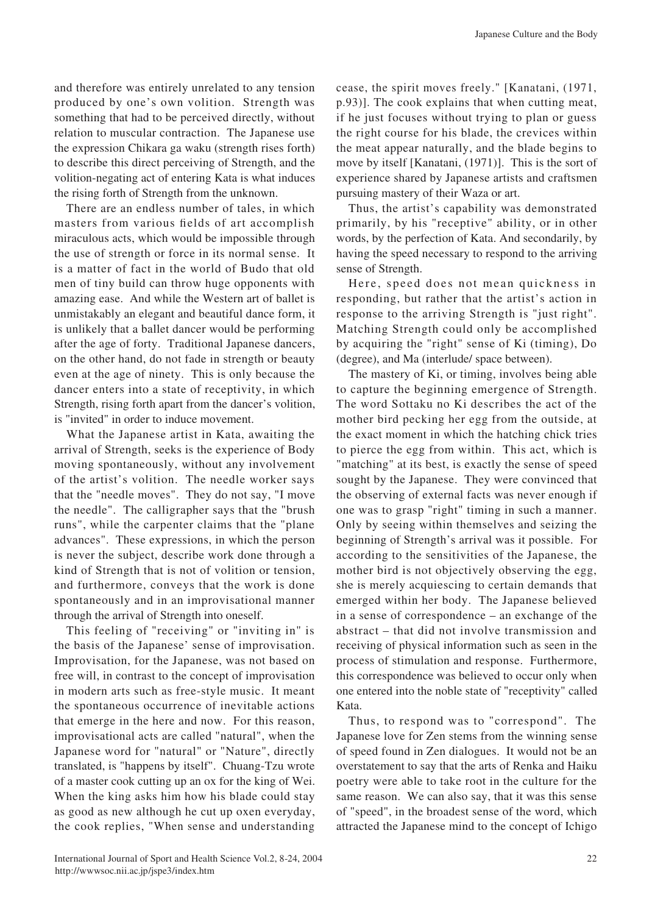and therefore was entirely unrelated to any tension produced by one's own volition. Strength was something that had to be perceived directly, without relation to muscular contraction. The Japanese use the expression Chikara ga waku (strength rises forth) to describe this direct perceiving of Strength, and the volition-negating act of entering Kata is what induces the rising forth of Strength from the unknown.

There are an endless number of tales, in which masters from various fields of art accomplish miraculous acts, which would be impossible through the use of strength or force in its normal sense. It is a matter of fact in the world of Budo that old men of tiny build can throw huge opponents with amazing ease. And while the Western art of ballet is unmistakably an elegant and beautiful dance form, it is unlikely that a ballet dancer would be performing after the age of forty. Traditional Japanese dancers, on the other hand, do not fade in strength or beauty even at the age of ninety. This is only because the dancer enters into a state of receptivity, in which Strength, rising forth apart from the dancer's volition, is "invited" in order to induce movement.

What the Japanese artist in Kata, awaiting the arrival of Strength, seeks is the experience of Body moving spontaneously, without any involvement of the artist's volition. The needle worker says that the "needle moves". They do not say, "I move the needle". The calligrapher says that the "brush runs", while the carpenter claims that the "plane advances". These expressions, in which the person is never the subject, describe work done through a kind of Strength that is not of volition or tension, and furthermore, conveys that the work is done spontaneously and in an improvisational manner through the arrival of Strength into oneself.

This feeling of "receiving" or "inviting in" is the basis of the Japanese' sense of improvisation. Improvisation, for the Japanese, was not based on free will, in contrast to the concept of improvisation in modern arts such as free-style music. It meant the spontaneous occurrence of inevitable actions that emerge in the here and now. For this reason, improvisational acts are called "natural", when the Japanese word for "natural" or "Nature", directly translated, is "happens by itself". Chuang-Tzu wrote of a master cook cutting up an ox for the king of Wei. When the king asks him how his blade could stay as good as new although he cut up oxen everyday, the cook replies, "When sense and understanding cease, the spirit moves freely." [Kanatani, (1971, p.93)]. The cook explains that when cutting meat, if he just focuses without trying to plan or guess the right course for his blade, the crevices within the meat appear naturally, and the blade begins to move by itself [Kanatani, (1971)]. This is the sort of experience shared by Japanese artists and craftsmen pursuing mastery of their Waza or art.

Thus, the artist's capability was demonstrated primarily, by his "receptive" ability, or in other words, by the perfection of Kata. And secondarily, by having the speed necessary to respond to the arriving sense of Strength.

Here, speed does not mean quickness in responding, but rather that the artist's action in response to the arriving Strength is "just right". Matching Strength could only be accomplished by acquiring the "right" sense of Ki (timing), Do (degree), and Ma (interlude/ space between).

The mastery of Ki, or timing, involves being able to capture the beginning emergence of Strength. The word Sottaku no Ki describes the act of the mother bird pecking her egg from the outside, at the exact moment in which the hatching chick tries to pierce the egg from within. This act, which is "matching" at its best, is exactly the sense of speed sought by the Japanese. They were convinced that the observing of external facts was never enough if one was to grasp "right" timing in such a manner. Only by seeing within themselves and seizing the beginning of Strength's arrival was it possible. For according to the sensitivities of the Japanese, the mother bird is not objectively observing the egg, she is merely acquiescing to certain demands that emerged within her body. The Japanese believed in a sense of correspondence – an exchange of the abstract – that did not involve transmission and receiving of physical information such as seen in the process of stimulation and response. Furthermore, this correspondence was believed to occur only when one entered into the noble state of "receptivity" called Kata.

Thus, to respond was to "correspond". The Japanese love for Zen stems from the winning sense of speed found in Zen dialogues. It would not be an overstatement to say that the arts of Renka and Haiku poetry were able to take root in the culture for the same reason. We can also say, that it was this sense of "speed", in the broadest sense of the word, which attracted the Japanese mind to the concept of Ichigo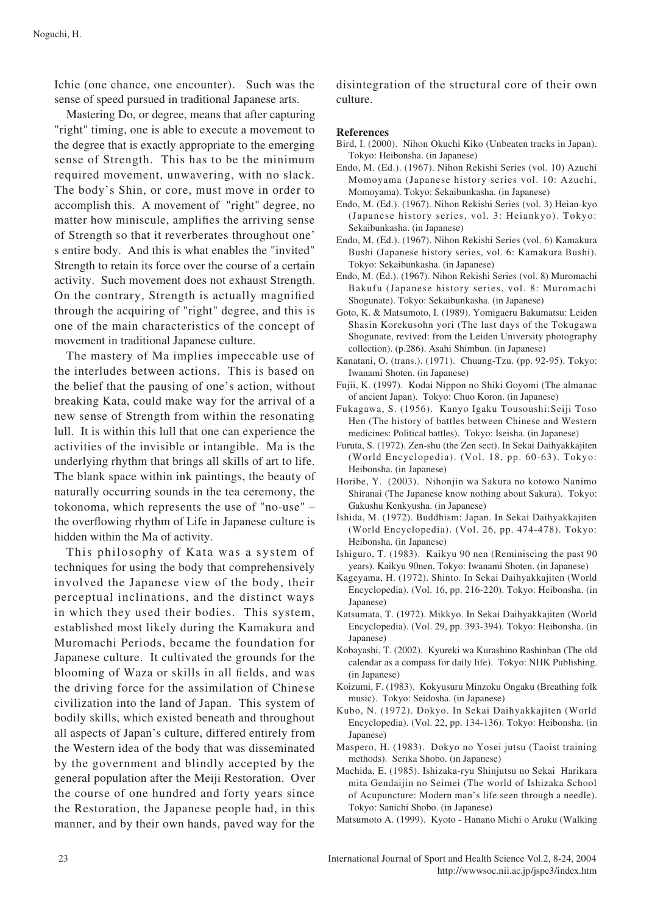Ichie (one chance, one encounter). Such was the sense of speed pursued in traditional Japanese arts.

Mastering Do, or degree, means that after capturing "right" timing, one is able to execute a movement to the degree that is exactly appropriate to the emerging sense of Strength. This has to be the minimum required movement, unwavering, with no slack. The body's Shin, or core, must move in order to accomplish this. A movement of "right" degree, no matter how miniscule, amplifies the arriving sense of Strength so that it reverberates throughout one's entire body. And this is what enables the "invited" Strength to retain its force over the course of a certain activity. Such movement does not exhaust Strength. On the contrary, Strength is actually magnified through the acquiring of "right" degree, and this is one of the main characteristics of the concept of movement in traditional Japanese culture.

The mastery of Ma implies impeccable use of the interludes between actions. This is based on the belief that the pausing of one's action, without breaking Kata, could make way for the arrival of a new sense of Strength from within the resonating lull. It is within this lull that one can experience the activities of the invisible or intangible. Ma is the underlying rhythm that brings all skills of art to life. The blank space within ink paintings, the beauty of naturally occurring sounds in the tea ceremony, the tokonoma, which represents the use of "no-use" – the overflowing rhythm of Life in Japanese culture is hidden within the Ma of activity.

This philosophy of Kata was a system of techniques for using the body that comprehensively involved the Japanese view of the body, their perceptual inclinations, and the distinct ways in which they used their bodies. This system, established most likely during the Kamakura and Muromachi Periods, became the foundation for Japanese culture. It cultivated the grounds for the blooming of Waza or skills in all fields, and was the driving force for the assimilation of Chinese civilization into the land of Japan. This system of bodily skills, which existed beneath and throughout all aspects of Japan's culture, differed entirely from the Western idea of the body that was disseminated by the government and blindly accepted by the general population after the Meiji Restoration. Over the course of one hundred and forty years since the Restoration, the Japanese people had, in this manner, and by their own hands, paved way for the disintegration of the structural core of their own culture.

## References

Bird, I. (2000). Nihon Okuchi Kiko (Unbeaten tracks in Japan). Tokyo: Heibonsha. (in Japanese)

Endo, M. (Ed.). (1967). Nihon Rekishi Series (vol. 10) Azuchi Momoyama (Japanese history series vol. 10: Azuchi, Momoyama). Tokyo: Sekaibunkasha. (in Japanese)

Endo, M. (Ed.). (1967). Nihon Rekishi Series (vol. 3) Heian-kyo (Japanese history series, vol. 3: Heiankyo). Tokyo: Sekaibunkasha. (in Japanese)

Endo, M. (Ed.). (1967). Nihon Rekishi Series (vol. 6) Kamakura Bushi (Japanese history series, vol. 6: Kamakura Bushi). Tokyo: Sekaibunkasha. (in Japanese)

Endo, M. (Ed.). (1967). Nihon Rekishi Series (vol. 8) Muromachi Bakufu (Japanese history series, vol. 8: Muromachi Shogunate). Tokyo: Sekaibunkasha. (in Japanese)

Goto, K. & Matsumoto, I. (1989). Yomigaeru Bakumatsu: Leiden Shasin Korekusohn yori (The last days of the Tokugawa Shogunate, revived: from the Leiden University photography collection). (p.286). Asahi Shimbun. (in Japanese)

Kanatani, O. (trans.). (1971). Chuang-Tzu. (pp. 92-95). Tokyo: Iwanami Shoten. (in Japanese)

Fujii, K. (1997). Kodai Nippon no Shiki Goyomi (The almanac of ancient Japan). Tokyo: Chuo Koron. (in Japanese)

Fukagawa, S. (1956). Kanyo Igaku Tousoushi:Seiji Toso Hen (The history of battles between Chinese and Western medicines: Political battles). Tokyo: Iseisha. (in Japanese)

Furuta, S. (1972). Zen-shu (the Zen sect). In Sekai Daihyakkajiten (World Encyclopedia). (Vol. 18, pp. 60-63). Tokyo: Heibonsha. (in Japanese)

Horibe, Y. (2003). Nihonjin wa Sakura no kotowo Nanimo Shiranai (The Japanese know nothing about Sakura). Tokyo: Gakushu Kenkyusha. (in Japanese)

Ishida, M. (1972). Buddhism: Japan. In Sekai Daihyakkajiten (World Encyclopedia). (Vol. 26, pp. 474-478). Tokyo: Heibonsha. (in Japanese)

Ishiguro, T. (1983). Kaikyu 90 nen (Reminiscing the past 90 years). Kaikyu 90nen, Tokyo: Iwanami Shoten. (in Japanese)

Kageyama, H. (1972). Shinto. In Sekai Daihyakkajiten (World Encyclopedia). (Vol. 16, pp. 216-220). Tokyo: Heibonsha. (in Japanese)

Katsumata, T. (1972). Mikkyo. In Sekai Daihyakkajiten (World Encyclopedia). (Vol. 29, pp. 393-394). Tokyo: Heibonsha. (in Japanese)

Kobayashi, T. (2002). Kyureki wa Kurashino Rashinban (The old calendar as a compass for daily life). Tokyo: NHK Publishing. (in Japanese)

Koizumi, F. (1983). Kokyusuru Minzoku Ongaku (Breathing folk music). Tokyo: Seidosha. (in Japanese)

Kubo, N. (1972). Dokyo. In Sekai Daihyakkajiten (World Encyclopedia). (Vol. 22, pp. 134-136). Tokyo: Heibonsha. (in Japanese)

Maspero, H. (1983). Dokyo no Yosei jutsu (Taoist training methods). Serika Shobo. (in Japanese)

Machida, E. (1985). Ishizaka-ryu Shinjutsu no Sekai Harikara mita Gendaijin no Seimei (The world of Ishizaka School of Acupuncture: Modern man's life seen through a needle). Tokyo: Sanichi Shobo. (in Japanese)

Matsumoto A. (1999). Kyoto - Hanano Michi o Aruku (Walking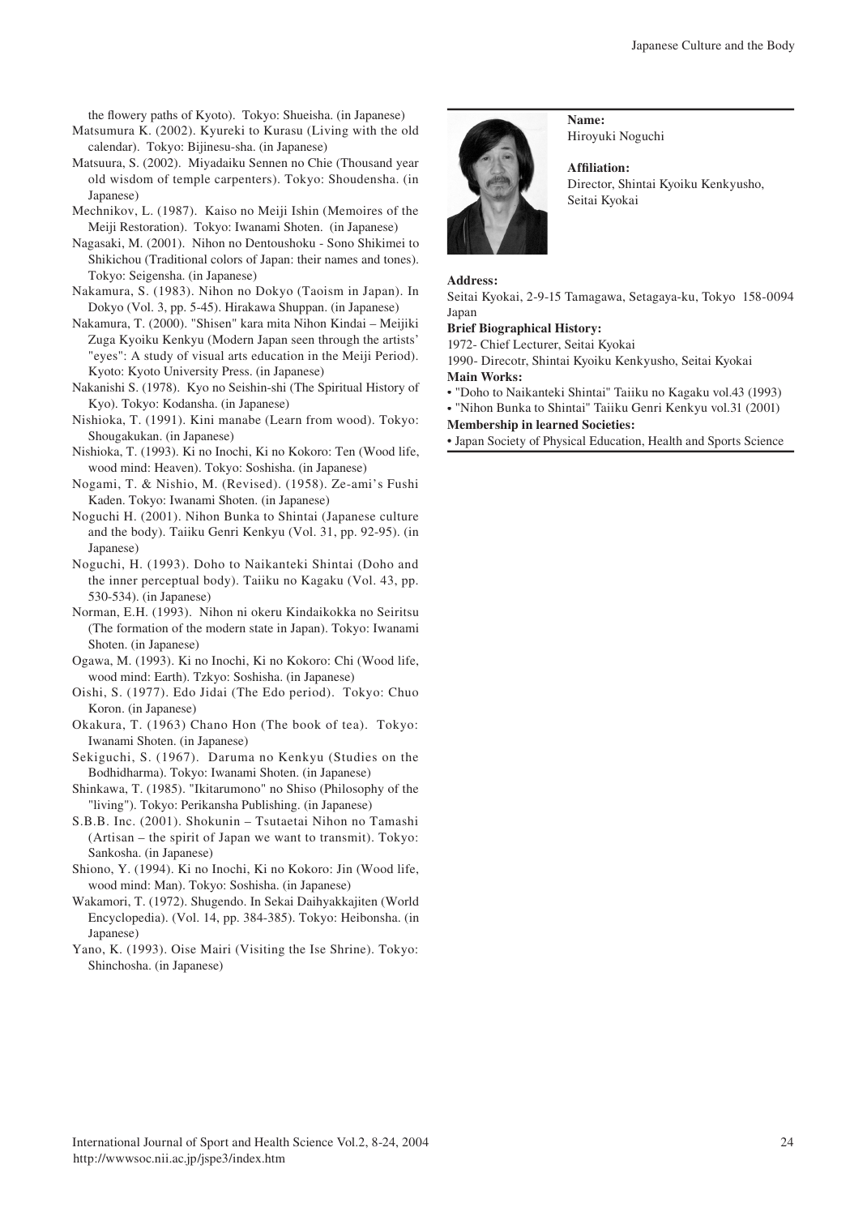the flowery paths of Kyoto). Tokyo: Shueisha. (in Japanese)

Matsumura K. (2002). Kyureki to Kurasu (Living with the old calendar). Tokyo: Bijinesu-sha. (in Japanese)

Matsuura, S. (2002). Miyadaiku Sennen no Chie (Thousand year old wisdom of temple carpenters). Tokyo: Shoudensha. (in Japanese)

Mechnikov, L. (1987). Kaiso no Meiji Ishin (Memoires of the Meiji Restoration). Tokyo: Iwanami Shoten. (in Japanese)

Nagasaki, M. (2001). Nihon no Dentoushoku - Sono Shikimei to Shikichou (Traditional colors of Japan: their names and tones). Tokyo: Seigensha. (in Japanese)

Nakamura, S. (1983). Nihon no Dokyo (Taoism in Japan). In Dokyo (Vol. 3, pp. 5-45). Hirakawa Shuppan. (in Japanese)

Nakamura, T. (2000). "Shisen" kara mita Nihon Kindai – Meijiki Zuga Kyoiku Kenkyu (Modern Japan seen through the artists' "eyes": A study of visual arts education in the Meiji Period). Kyoto: Kyoto University Press. (in Japanese)

Nakanishi S. (1978). Kyo no Seishin-shi (The Spiritual History of Kyo). Tokyo: Kodansha. (in Japanese)

Nishioka, T. (1991). Kini manabe (Learn from wood). Tokyo: Shougakukan. (in Japanese)

Nishioka, T. (1993). Ki no Inochi, Ki no Kokoro: Ten (Wood life, wood mind: Heaven). Tokyo: Soshisha. (in Japanese)

Nogami, T. & Nishio, M. (Revised). (1958). Ze-ami's Fushi Kaden. Tokyo: Iwanami Shoten. (in Japanese)

Noguchi H. (2001). Nihon Bunka to Shintai (Japanese culture and the body). Taiiku Genri Kenkyu (Vol. 31, pp. 92-95). (in Japanese)

Noguchi, H. (1993). Doho to Naikanteki Shintai (Doho and the inner perceptual body). Taiiku no Kagaku (Vol. 43, pp. 530-534). (in Japanese)

Norman, E.H. (1993). Nihon ni okeru Kindaikokka no Seiritsu (The formation of the modern state in Japan). Tokyo: Iwanami Shoten. (in Japanese)

Ogawa, M. (1993). Ki no Inochi, Ki no Kokoro: Chi (Wood life, wood mind: Earth). Tzkyo: Soshisha. (in Japanese)

Oishi, S. (1977). Edo Jidai (The Edo period). Tokyo: Chuo Koron. (in Japanese)

Okakura, T. (1963) Chano Hon (The book of tea). Tokyo: Iwanami Shoten. (in Japanese)

Sekiguchi, S. (1967). Daruma no Kenkyu (Studies on the Bodhidharma). Tokyo: Iwanami Shoten. (in Japanese)

Shinkawa, T. (1985). "Ikitarumono" no Shiso (Philosophy of the "living"). Tokyo: Perikansha Publishing. (in Japanese)

S.B.B. Inc. (2001). Shokunin – Tsutaetai Nihon no Tamashi (Artisan – the spirit of Japan we want to transmit). Tokyo: Sankosha. (in Japanese)

Shiono, Y. (1994). Ki no Inochi, Ki no Kokoro: Jin (Wood life, wood mind: Man). Tokyo: Soshisha. (in Japanese)

Wakamori, T. (1972). Shugendo. In Sekai Daihyakkajiten (World Encyclopedia). (Vol. 14, pp. 384-385). Tokyo: Heibonsha. (in Japanese)

Yano, K. (1993). Oise Mairi (Visiting the Ise Shrine). Tokyo: Shinchosha. (in Japanese)

**Name:**
Hiroyuki Noguchi

**Affiliation:**
Director, Shintai Kyoiku Kenkyusho, Seitai Kyokai

**Address:**
Seitai Kyokai, 2-9-15 Tamagawa, Setagaya-ku, Tokyo 158-0094 Japan

**Brief Biographical History:**
1972- Chief Lecturer, Seitai Kyokai
1990- Direcotr, Shintai Kyoiku Kenkyusho, Seitai Kyokai

**Main Works:**
- "Doho to Naikanteki Shintai" Taiiku no Kagaku vol.43 (1993)
- "Nihon Bunka to Shintai" Taiiku Genri Kenkyu vol.31 (2001)

**Membership in learned Societies:**
- Japan Society of Physical Education, Health and Sports Science